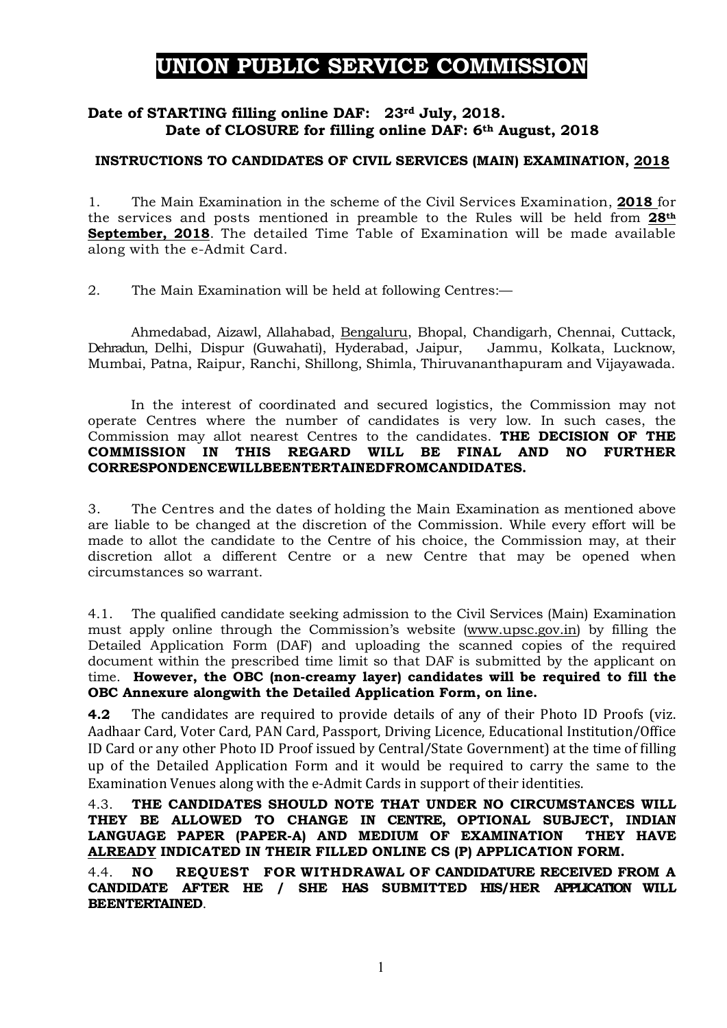# UNION PUBLIC SERVICE COMMISSION

**Date of STARTING filling online DAF: 23rd July, 2018.**
**Date of CLOSURE for filling online DAF: 6th August, 2018**

**INSTRUCTIONS TO CANDIDATES OF CIVIL SERVICES (MAIN) EXAMINATION, 2018**

1. The Main Examination in the scheme of the Civil Services Examination, **2018** for the services and posts mentioned in preamble to the Rules will be held from **28th September, 2018**. The detailed Time Table of Examination will be made available along with the e-Admit Card.

2. The Main Examination will be held at following Centres:—

Ahmedabad, Aizawl, Allahabad, Bengaluru, Bhopal, Chandigarh, Chennai, Cuttack, Dehradun, Delhi, Dispur (Guwahati), Hyderabad, Jaipur, Jammu, Kolkata, Lucknow, Mumbai, Patna, Raipur, Ranchi, Shillong, Shimla, Thiruvananthapuram and Vijayawada.

In the interest of coordinated and secured logistics, the Commission may not operate Centres where the number of candidates is very low. In such cases, the Commission may allot nearest Centres to the candidates. **THE DECISION OF THE COMMISSION IN THIS REGARD WILL BE FINAL AND NO FURTHER CORRESPONDENCEWILLBEENTERTAINEDFROMCANDIDATES.**

3. The Centres and the dates of holding the Main Examination as mentioned above are liable to be changed at the discretion of the Commission. While every effort will be made to allot the candidate to the Centre of his choice, the Commission may, at their discretion allot a different Centre or a new Centre that may be opened when circumstances so warrant.

4.1. The qualified candidate seeking admission to the Civil Services (Main) Examination must apply online through the Commission's website (www.upsc.gov.in) by filling the Detailed Application Form (DAF) and uploading the scanned copies of the required document within the prescribed time limit so that DAF is submitted by the applicant on time. **However, the OBC (non-creamy layer) candidates will be required to fill the OBC Annexure alongwith the Detailed Application Form, on line.**

**4.2** The candidates are required to provide details of any of their Photo ID Proofs (viz. Aadhaar Card, Voter Card, PAN Card, Passport, Driving Licence, Educational Institution/Office ID Card or any other Photo ID Proof issued by Central/State Government) at the time of filling up of the Detailed Application Form and it would be required to carry the same to the Examination Venues along with the e-Admit Cards in support of their identities.

4.3. **THE CANDIDATES SHOULD NOTE THAT UNDER NO CIRCUMSTANCES WILL THEY BE ALLOWED TO CHANGE IN CENTRE, OPTIONAL SUBJECT, INDIAN LANGUAGE PAPER (PAPER-A) AND MEDIUM OF EXAMINATION THEY HAVE ALREADY INDICATED IN THEIR FILLED ONLINE CS (P) APPLICATION FORM.**

4.4. **NO REQUEST FOR WITHDRAWAL OF CANDIDATURE RECEIVED FROM A CANDIDATE AFTER HE / SHE HAS SUBMITTED HIS/HER APPLICATION WILL BEENTERTAINED**.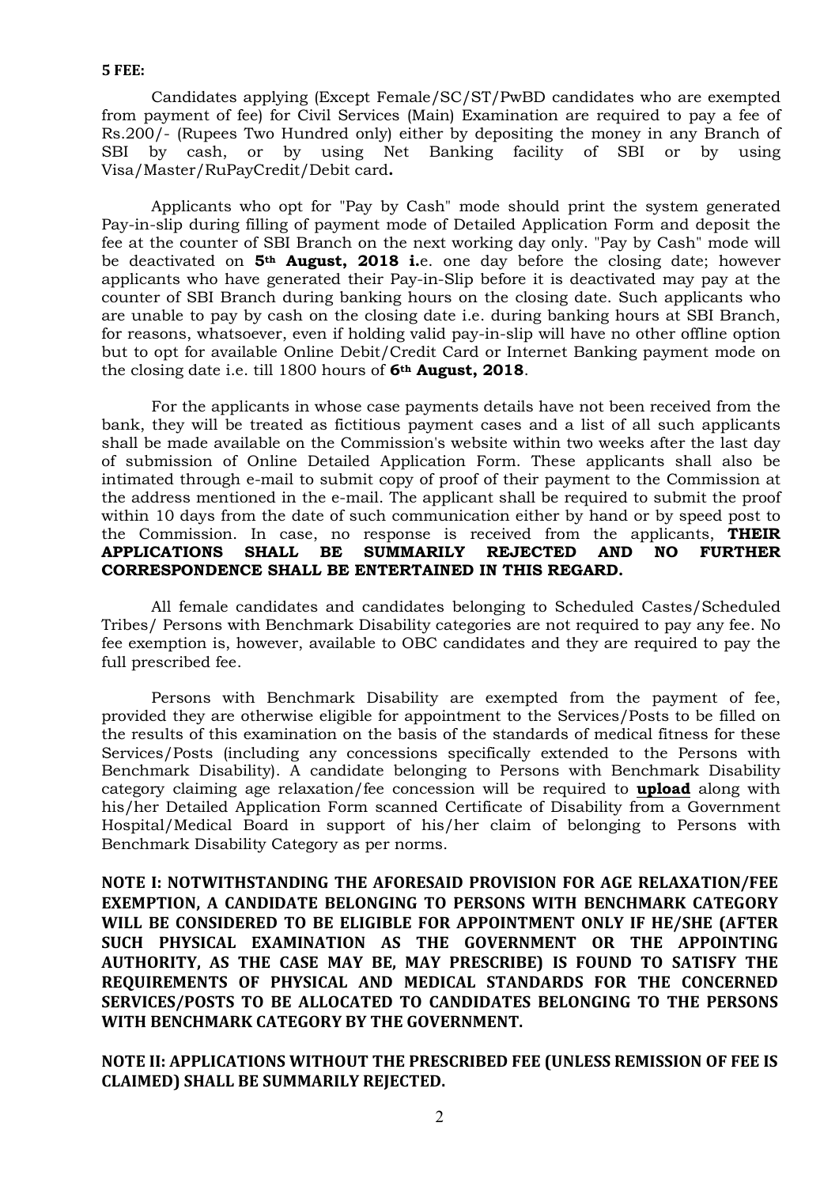**5 FEE:**

Candidates applying (Except Female/SC/ST/PwBD candidates who are exempted from payment of fee) for Civil Services (Main) Examination are required to pay a fee of Rs.200/- (Rupees Two Hundred only) either by depositing the money in any Branch of SBI by cash, or by using Net Banking facility of SBI or by using Visa/Master/RuPayCredit/Debit card**.**

Applicants who opt for "Pay by Cash" mode should print the system generated Pay-in-slip during filling of payment mode of Detailed Application Form and deposit the fee at the counter of SBI Branch on the next working day only. "Pay by Cash" mode will be deactivated on **5th August, 2018 i.**e. one day before the closing date; however applicants who have generated their Pay-in-Slip before it is deactivated may pay at the counter of SBI Branch during banking hours on the closing date. Such applicants who are unable to pay by cash on the closing date i.e. during banking hours at SBI Branch, for reasons, whatsoever, even if holding valid pay-in-slip will have no other offline option but to opt for available Online Debit/Credit Card or Internet Banking payment mode on the closing date i.e. till 1800 hours of **6th August, 2018**.

For the applicants in whose case payments details have not been received from the bank, they will be treated as fictitious payment cases and a list of all such applicants shall be made available on the Commission's website within two weeks after the last day of submission of Online Detailed Application Form. These applicants shall also be intimated through e-mail to submit copy of proof of their payment to the Commission at the address mentioned in the e-mail. The applicant shall be required to submit the proof within 10 days from the date of such communication either by hand or by speed post to the Commission. In case, no response is received from the applicants, **THEIR APPLICATIONS SHALL BE SUMMARILY REJECTED AND NO FURTHER CORRESPONDENCE SHALL BE ENTERTAINED IN THIS REGARD.**

All female candidates and candidates belonging to Scheduled Castes/Scheduled Tribes/ Persons with Benchmark Disability categories are not required to pay any fee. No fee exemption is, however, available to OBC candidates and they are required to pay the full prescribed fee.

Persons with Benchmark Disability are exempted from the payment of fee, provided they are otherwise eligible for appointment to the Services/Posts to be filled on the results of this examination on the basis of the standards of medical fitness for these Services/Posts (including any concessions specifically extended to the Persons with Benchmark Disability). A candidate belonging to Persons with Benchmark Disability category claiming age relaxation/fee concession will be required to **upload** along with his/her Detailed Application Form scanned Certificate of Disability from a Government Hospital/Medical Board in support of his/her claim of belonging to Persons with Benchmark Disability Category as per norms.

**NOTE I: NOTWITHSTANDING THE AFORESAID PROVISION FOR AGE RELAXATION/FEE EXEMPTION, A CANDIDATE BELONGING TO PERSONS WITH BENCHMARK CATEGORY WILL BE CONSIDERED TO BE ELIGIBLE FOR APPOINTMENT ONLY IF HE/SHE (AFTER SUCH PHYSICAL EXAMINATION AS THE GOVERNMENT OR THE APPOINTING AUTHORITY, AS THE CASE MAY BE, MAY PRESCRIBE) IS FOUND TO SATISFY THE REQUIREMENTS OF PHYSICAL AND MEDICAL STANDARDS FOR THE CONCERNED SERVICES/POSTS TO BE ALLOCATED TO CANDIDATES BELONGING TO THE PERSONS WITH BENCHMARK CATEGORY BY THE GOVERNMENT.**

**NOTE II: APPLICATIONS WITHOUT THE PRESCRIBED FEE (UNLESS REMISSION OF FEE IS CLAIMED) SHALL BE SUMMARILY REJECTED.**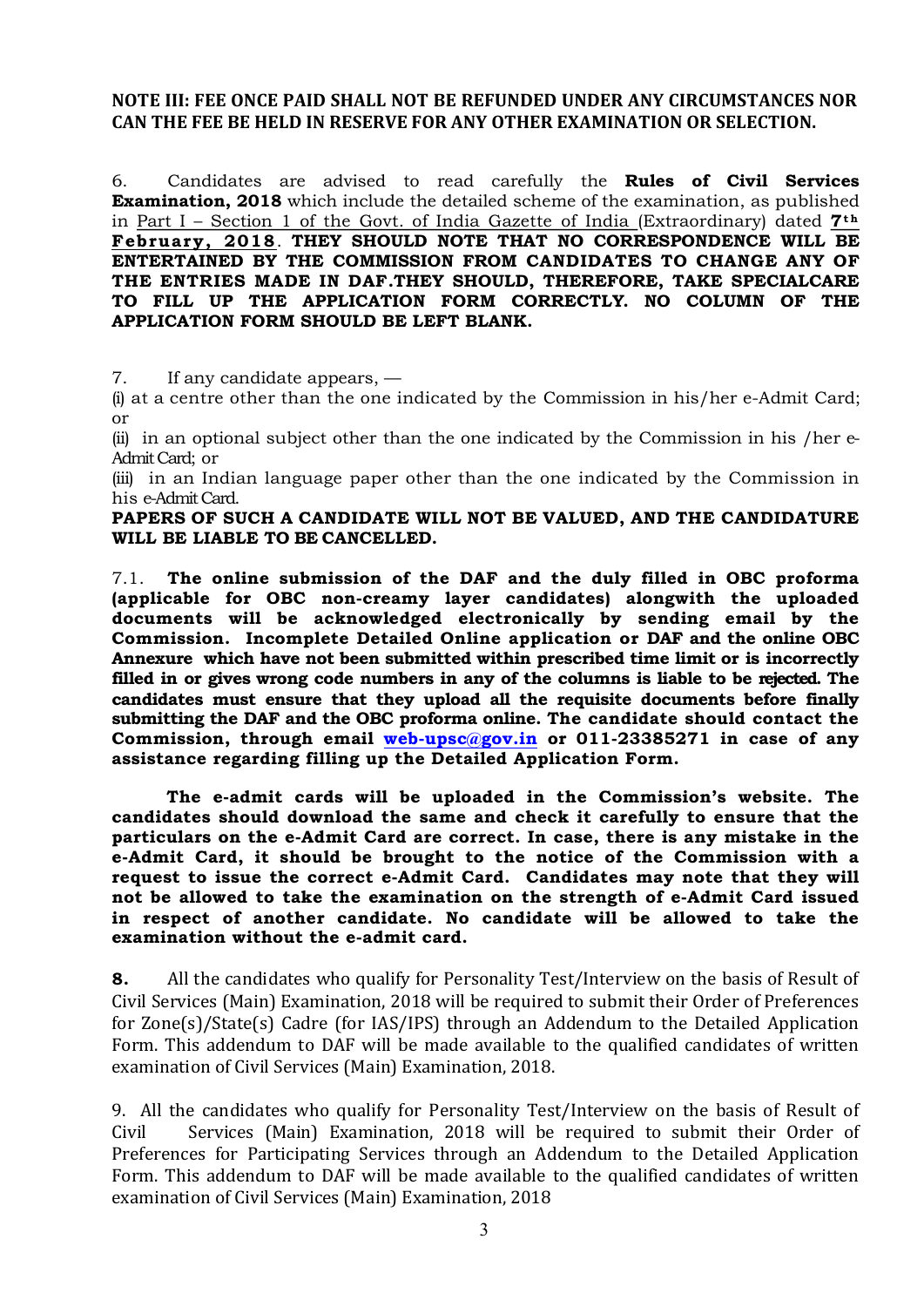**NOTE III: FEE ONCE PAID SHALL NOT BE REFUNDED UNDER ANY CIRCUMSTANCES NOR CAN THE FEE BE HELD IN RESERVE FOR ANY OTHER EXAMINATION OR SELECTION.**

6. Candidates are advised to read carefully the **Rules of Civil Services Examination, 2018** which include the detailed scheme of the examination, as published in Part I – Section 1 of the Govt. of India Gazette of India (Extraordinary) dated **7th February, 2018**. **THEY SHOULD NOTE THAT NO CORRESPONDENCE WILL BE ENTERTAINED BY THE COMMISSION FROM CANDIDATES TO CHANGE ANY OF THE ENTRIES MADE IN DAF.THEY SHOULD, THEREFORE, TAKE SPECIALCARE TO FILL UP THE APPLICATION FORM CORRECTLY. NO COLUMN OF THE APPLICATION FORM SHOULD BE LEFT BLANK.**

7. If any candidate appears, —

(i) at a centre other than the one indicated by the Commission in his/her e-Admit Card; or

(ii) in an optional subject other than the one indicated by the Commission in his /her e-Admit Card; or

(iii) in an Indian language paper other than the one indicated by the Commission in his e-Admit Card.

**PAPERS OF SUCH A CANDIDATE WILL NOT BE VALUED, AND THE CANDIDATURE WILL BE LIABLE TO BE CANCELLED.**

7.1. **The online submission of the DAF and the duly filled in OBC proforma (applicable for OBC non-creamy layer candidates) alongwith the uploaded documents will be acknowledged electronically by sending email by the Commission. Incomplete Detailed Online application or DAF and the online OBC Annexure which have not been submitted within prescribed time limit or is incorrectly filled in or gives wrong code numbers in any of the columns is liable to be rejected. The candidates must ensure that they upload all the requisite documents before finally submitting the DAF and the OBC proforma online. The candidate should contact the Commission, through email web-upsc@gov.in or 011-23385271 in case of any assistance regarding filling up the Detailed Application Form.**

**The e-admit cards will be uploaded in the Commission's website. The candidates should download the same and check it carefully to ensure that the particulars on the e-Admit Card are correct. In case, there is any mistake in the e-Admit Card, it should be brought to the notice of the Commission with a request to issue the correct e-Admit Card. Candidates may note that they will not be allowed to take the examination on the strength of e-Admit Card issued in respect of another candidate. No candidate will be allowed to take the examination without the e-admit card.**

**8.** All the candidates who qualify for Personality Test/Interview on the basis of Result of Civil Services (Main) Examination, 2018 will be required to submit their Order of Preferences for Zone(s)/State(s) Cadre (for IAS/IPS) through an Addendum to the Detailed Application Form. This addendum to DAF will be made available to the qualified candidates of written examination of Civil Services (Main) Examination, 2018.

9. All the candidates who qualify for Personality Test/Interview on the basis of Result of Civil Services (Main) Examination, 2018 will be required to submit their Order of Preferences for Participating Services through an Addendum to the Detailed Application Form. This addendum to DAF will be made available to the qualified candidates of written examination of Civil Services (Main) Examination, 2018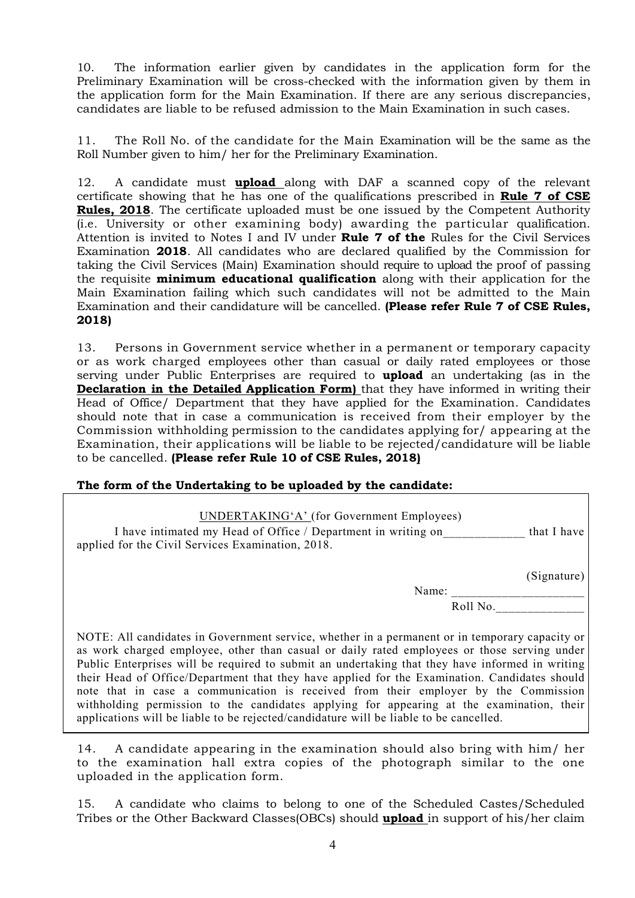10. The information earlier given by candidates in the application form for the Preliminary Examination will be cross-checked with the information given by them in the application form for the Main Examination. If there are any serious discrepancies, candidates are liable to be refused admission to the Main Examination in such cases.

11. The Roll No. of the candidate for the Main Examination will be the same as the Roll Number given to him/ her for the Preliminary Examination.

12. A candidate must **upload** along with DAF a scanned copy of the relevant certificate showing that he has one of the qualifications prescribed in **Rule 7 of CSE Rules, 2018**. The certificate uploaded must be one issued by the Competent Authority (i.e. University or other examining body) awarding the particular qualification. Attention is invited to Notes I and IV under **Rule 7 of the** Rules for the Civil Services Examination **2018**. All candidates who are declared qualified by the Commission for taking the Civil Services (Main) Examination should require to upload the proof of passing the requisite **minimum educational qualification** along with their application for the Main Examination failing which such candidates will not be admitted to the Main Examination and their candidature will be cancelled. **(Please refer Rule 7 of CSE Rules, 2018)**

13. Persons in Government service whether in a permanent or temporary capacity or as work charged employees other than casual or daily rated employees or those serving under Public Enterprises are required to **upload** an undertaking (as in the **Declaration in the Detailed Application Form)** that they have informed in writing their Head of Office/ Department that they have applied for the Examination. Candidates should note that in case a communication is received from their employer by the Commission withholding permission to the candidates applying for/ appearing at the Examination, their applications will be liable to be rejected/candidature will be liable to be cancelled. **(Please refer Rule 10 of CSE Rules, 2018)**

**The form of the Undertaking to be uploaded by the candidate:**

UNDERTAKING'A' (for Government Employees)

I have intimated my Head of Office / Department in writing on_____________ that I have applied for the Civil Services Examination, 2018.

(Signature)

Name: _____________________

Roll No.______________

NOTE: All candidates in Government service, whether in a permanent or in temporary capacity or as work charged employee, other than casual or daily rated employees or those serving under Public Enterprises will be required to submit an undertaking that they have informed in writing their Head of Office/Department that they have applied for the Examination. Candidates should note that in case a communication is received from their employer by the Commission withholding permission to the candidates applying for appearing at the examination, their applications will be liable to be rejected/candidature will be liable to be cancelled.

14. A candidate appearing in the examination should also bring with him/ her to the examination hall extra copies of the photograph similar to the one uploaded in the application form.

15. A candidate who claims to belong to one of the Scheduled Castes/Scheduled Tribes or the Other Backward Classes(OBCs) should **upload** in support of his/her claim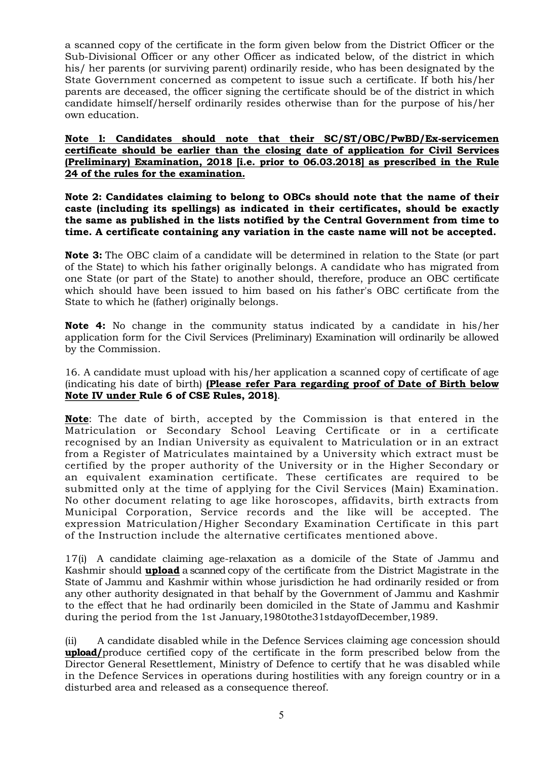a scanned copy of the certificate in the form given below from the District Officer or the Sub-Divisional Officer or any other Officer as indicated below, of the district in which his/ her parents (or surviving parent) ordinarily reside, who has been designated by the State Government concerned as competent to issue such a certificate. If both his/her parents are deceased, the officer signing the certificate should be of the district in which candidate himself/herself ordinarily resides otherwise than for the purpose of his/her own education.

**Note l: Candidates should note that their SC/ST/OBC/PwBD/Ex-servicemen certificate should be earlier than the closing date of application for Civil Services (Preliminary) Examination, 2018 [i.e. prior to 06.03.2018] as prescribed in the Rule 24 of the rules for the examination.**

**Note 2: Candidates claiming to belong to OBCs should note that the name of their caste (including its spellings) as indicated in their certificates, should be exactly the same as published in the lists notified by the Central Government from time to time. A certificate containing any variation in the caste name will not be accepted.**

**Note 3:** The OBC claim of a candidate will be determined in relation to the State (or part of the State) to which his father originally belongs. A candidate who has migrated from one State (or part of the State) to another should, therefore, produce an OBC certificate which should have been issued to him based on his father's OBC certificate from the State to which he (father) originally belongs.

**Note 4:** No change in the community status indicated by a candidate in his/her application form for the Civil Services (Preliminary) Examination will ordinarily be allowed by the Commission.

16. A candidate must upload with his/her application a scanned copy of certificate of age (indicating his date of birth) **(Please refer Para regarding proof of Date of Birth below Note IV under Rule 6 of CSE Rules, 2018)**.

**Note**: The date of birth, accepted by the Commission is that entered in the Matriculation or Secondary School Leaving Certificate or in a certificate recognised by an Indian University as equivalent to Matriculation or in an extract from a Register of Matriculates maintained by a University which extract must be certified by the proper authority of the University or in the Higher Secondary or an equivalent examination certificate. These certificates are required to be submitted only at the time of applying for the Civil Services (Main) Examination. No other document relating to age like horoscopes, affidavits, birth extracts from Municipal Corporation, Service records and the like will be accepted. The expression Matriculation/Higher Secondary Examination Certificate in this part of the Instruction include the alternative certificates mentioned above.

17(i) A candidate claiming age-relaxation as a domicile of the State of Jammu and Kashmir should **upload** a scanned copy of the certificate from the District Magistrate in the State of Jammu and Kashmir within whose jurisdiction he had ordinarily resided or from any other authority designated in that behalf by the Government of Jammu and Kashmir to the effect that he had ordinarily been domiciled in the State of Jammu and Kashmir during the period from the 1st January,1980tothe31stdayofDecember,1989.

(ii) A candidate disabled while in the Defence Services claiming age concession should **upload/**produce certified copy of the certificate in the form prescribed below from the Director General Resettlement, Ministry of Defence to certify that he was disabled while in the Defence Services in operations during hostilities with any foreign country or in a disturbed area and released as a consequence thereof.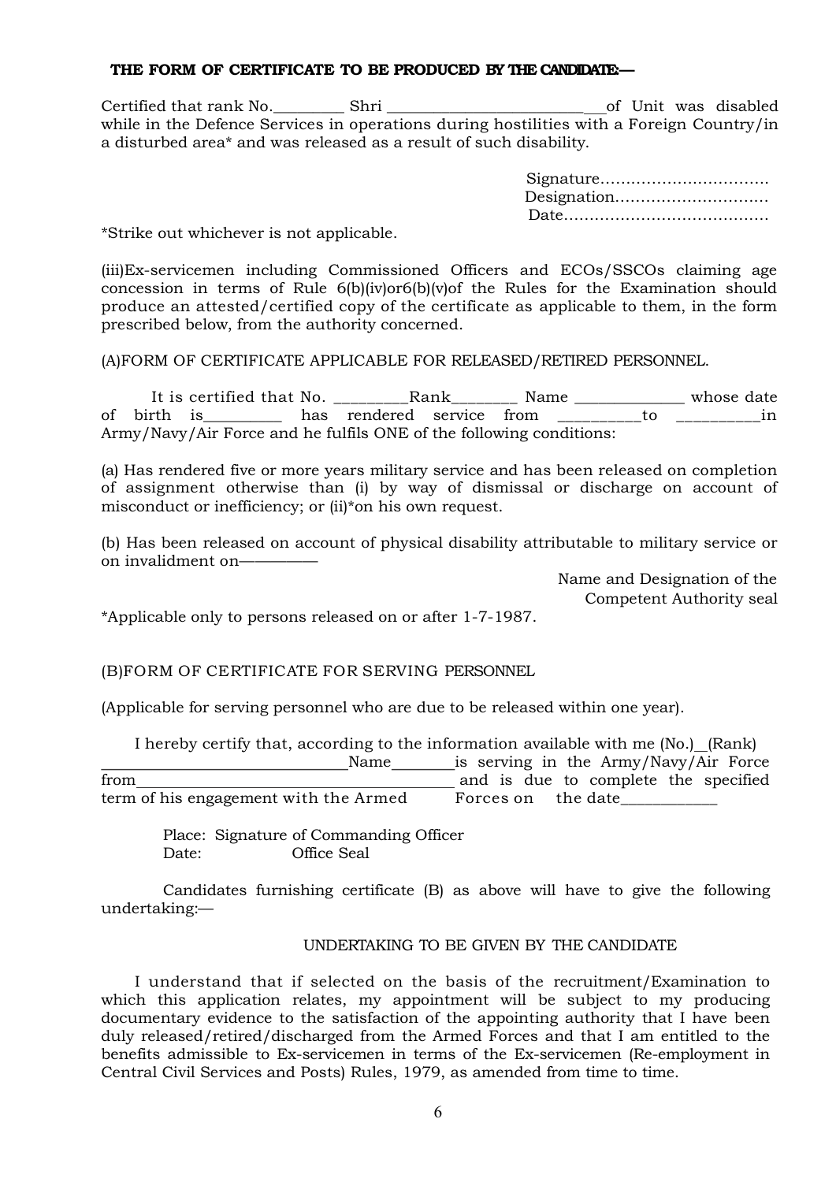**THE FORM OF CERTIFICATE TO BE PRODUCED BY THE CANDIDATE:—**

Certified that rank No.\_\_\_\_\_\_\_\_\_ Shri \_\_\_\_\_\_\_\_\_\_\_\_\_\_\_\_\_\_\_\_\_\_\_\_\_\_\_of Unit was disabled while in the Defence Services in operations during hostilities with a Foreign Country/in a disturbed area* and was released as a result of such disability.

Signature……………………………
Designation…………………………
Date…………………………………

*Strike out whichever is not applicable.

(iii)Ex-servicemen including Commissioned Officers and ECOs/SSCOs claiming age concession in terms of Rule 6(b)(iv)or6(b)(v)of the Rules for the Examination should produce an attested/certified copy of the certificate as applicable to them, in the form prescribed below, from the authority concerned.

(A)FORM OF CERTIFICATE APPLICABLE FOR RELEASED/RETIRED PERSONNEL.

It is certified that No. \_\_\_\_\_\_\_\_\_Rank\_\_\_\_\_\_\_\_ Name \_\_\_\_\_\_\_\_\_\_\_\_\_\_ whose date of birth is\_\_\_\_\_\_\_\_\_\_ has rendered service from \_\_\_\_\_\_\_\_\_\_to \_\_\_\_\_\_\_\_\_\_in Army/Navy/Air Force and he fulfils ONE of the following conditions:

(a) Has rendered five or more years military service and has been released on completion of assignment otherwise than (i) by way of dismissal or discharge on account of misconduct or inefficiency; or (ii)*on his own request.

(b) Has been released on account of physical disability attributable to military service or on invalidment on—————

Name and Designation of the
Competent Authority seal

*Applicable only to persons released on or after 1-7-1987.

(B)FORM OF CERTIFICATE FOR SERVING PERSONNEL

(Applicable for serving personnel who are due to be released within one year).

I hereby certify that, according to the information available with me (No.)\_\_(Rank) \_\_\_\_\_\_\_\_\_\_\_\_\_\_\_\_\_\_\_\_\_\_\_\_\_\_\_\_\_\_Name\_\_\_\_\_\_\_\_is serving in the Army/Navy/Air Force from\_\_\_\_\_\_\_\_\_\_\_\_\_\_\_\_\_\_\_\_\_\_\_\_\_\_\_\_\_\_\_\_\_\_\_\_\_\_\_\_ and is due to complete the specified term of his engagement with the Armed Forces on the date\_\_\_\_\_\_\_\_\_\_\_\_

Place: Signature of Commanding Officer
Date: Office Seal

Candidates furnishing certificate (B) as above will have to give the following undertaking:—

UNDERTAKING TO BE GIVEN BY THE CANDIDATE

I understand that if selected on the basis of the recruitment/Examination to which this application relates, my appointment will be subject to my producing documentary evidence to the satisfaction of the appointing authority that I have been duly released/retired/discharged from the Armed Forces and that I am entitled to the benefits admissible to Ex-servicemen in terms of the Ex-servicemen (Re-employment in Central Civil Services and Posts) Rules, 1979, as amended from time to time.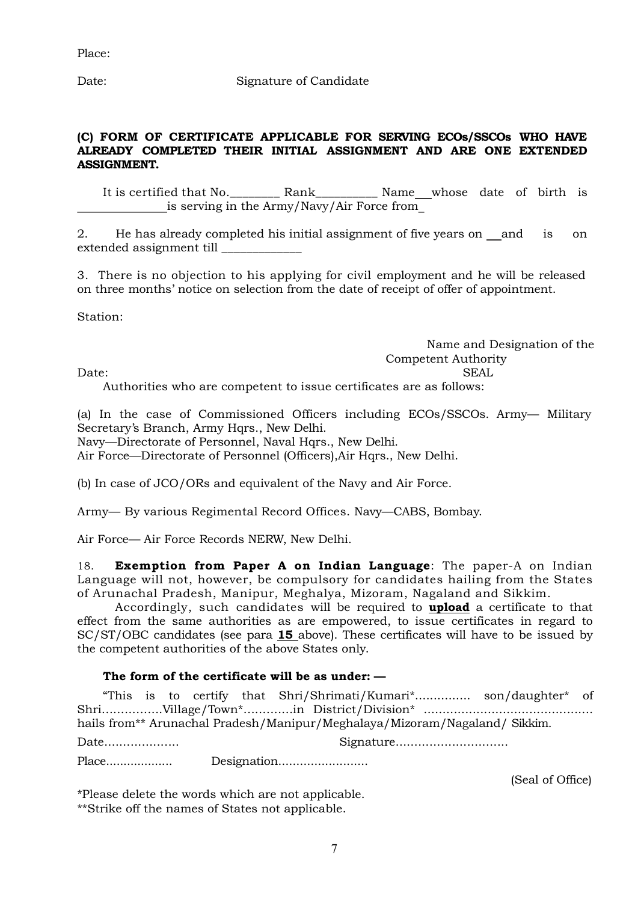Place:

Date: Signature of Candidate

**(C) FORM OF CERTIFICATE APPLICABLE FOR SERVING ECOs/SSCOs WHO HAVE ALREADY COMPLETED THEIR INITIAL ASSIGNMENT AND ARE ONE EXTENDED ASSIGNMENT.**

It is certified that No.________ Rank__________ Name___whose date of birth is _______________is serving in the Army/Navy/Air Force from_

2. He has already completed his initial assignment of five years on ___and is on extended assignment till _____________

3. There is no objection to his applying for civil employment and he will be released on three months' notice on selection from the date of receipt of offer of appointment.

Station:

Name and Designation of the Competent Authority

Date: SEAL

Authorities who are competent to issue certificates are as follows:

(a) In the case of Commissioned Officers including ECOs/SSCOs. Army— Military Secretary's Branch, Army Hqrs., New Delhi.
Navy—Directorate of Personnel, Naval Hqrs., New Delhi.
Air Force—Directorate of Personnel (Officers),Air Hqrs., New Delhi.

(b) In case of JCO/ORs and equivalent of the Navy and Air Force.

Army— By various Regimental Record Offices. Navy—CABS, Bombay.

Air Force— Air Force Records NERW, New Delhi.

18. **Exemption from Paper A on Indian Language**: The paper-A on Indian Language will not, however, be compulsory for candidates hailing from the States of Arunachal Pradesh, Manipur, Meghalya, Mizoram, Nagaland and Sikkim.

Accordingly, such candidates will be required to **upload** a certificate to that effect from the same authorities as are empowered, to issue certificates in regard to SC/ST/OBC candidates (see para **15** above). These certificates will have to be issued by the competent authorities of the above States only.

**The form of the certificate will be as under: —**

"This is to certify that Shri/Shrimati/Kumari*............... son/daughter* of Shri................Village/Town*.............in District/Division* ............................................ hails from** Arunachal Pradesh/Manipur/Meghalaya/Mizoram/Nagaland/ Sikkim.

Date.................... Signature..............................

Place................... Designation.........................

(Seal of Office)

*Please delete the words which are not applicable.
**Strike off the names of States not applicable.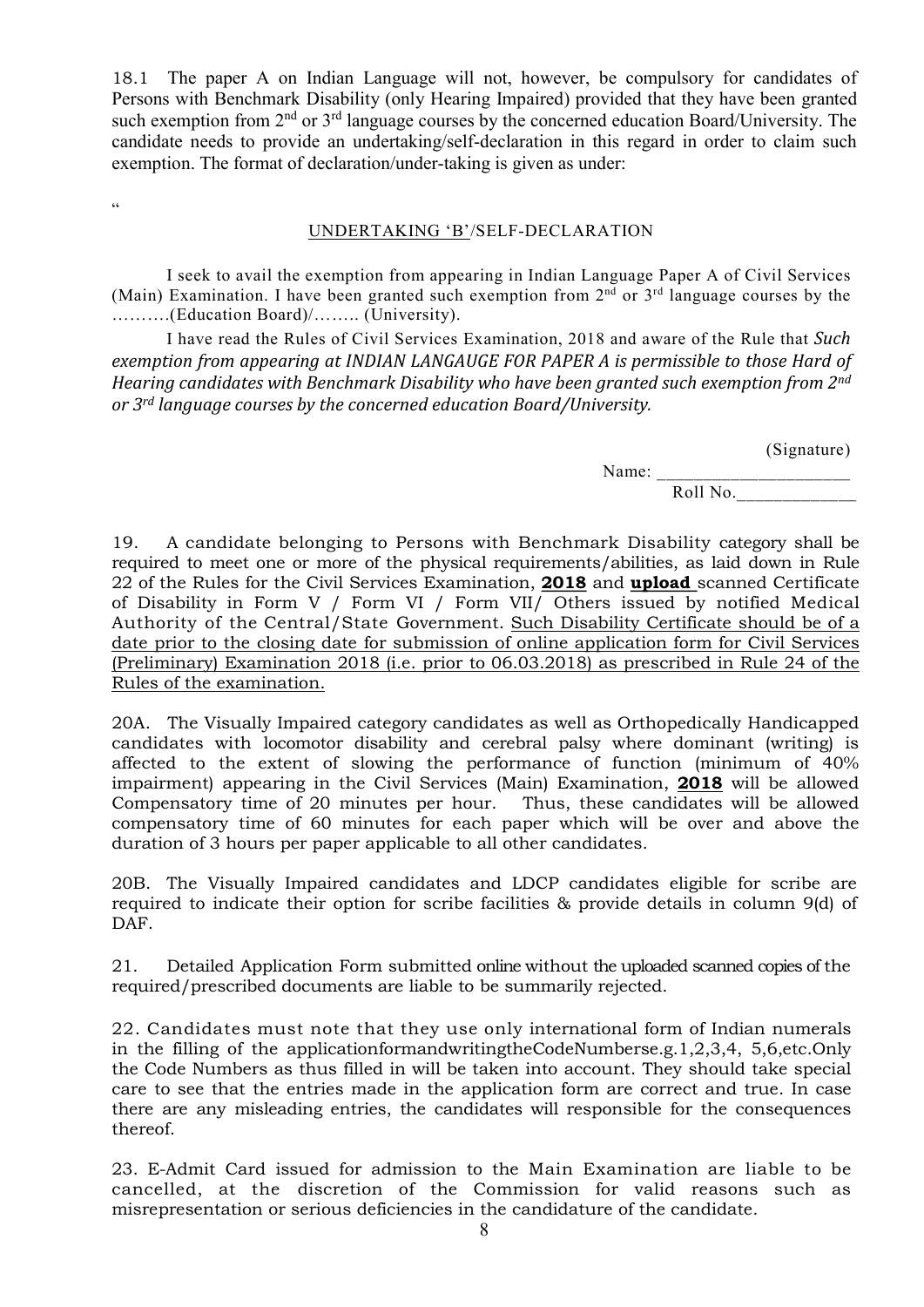18.1 The paper A on Indian Language will not, however, be compulsory for candidates of Persons with Benchmark Disability (only Hearing Impaired) provided that they have been granted such exemption from 2nd or 3rd language courses by the concerned education Board/University. The candidate needs to provide an undertaking/self-declaration in this regard in order to claim such exemption. The format of declaration/under-taking is given as under:

"

UNDERTAKING 'B'/SELF-DECLARATION

I seek to avail the exemption from appearing in Indian Language Paper A of Civil Services (Main) Examination. I have been granted such exemption from 2nd or 3rd language courses by the ……….(Education Board)/…….. (University).

I have read the Rules of Civil Services Examination, 2018 and aware of the Rule that *Such exemption from appearing at INDIAN LANGAUGE FOR PAPER A is permissible to those Hard of Hearing candidates with Benchmark Disability who have been granted such exemption from 2nd or 3rd language courses by the concerned education Board/University.*

(Signature)

Name: _____________________

Roll No.______________

19. A candidate belonging to Persons with Benchmark Disability category shall be required to meet one or more of the physical requirements/abilities, as laid down in Rule 22 of the Rules for the Civil Services Examination, **2018** and **upload** scanned Certificate of Disability in Form V / Form VI / Form VII/ Others issued by notified Medical Authority of the Central/State Government. Such Disability Certificate should be of a date prior to the closing date for submission of online application form for Civil Services (Preliminary) Examination 2018 (i.e. prior to 06.03.2018) as prescribed in Rule 24 of the Rules of the examination.

20A. The Visually Impaired category candidates as well as Orthopedically Handicapped candidates with locomotor disability and cerebral palsy where dominant (writing) is affected to the extent of slowing the performance of function (minimum of 40% impairment) appearing in the Civil Services (Main) Examination, **2018** will be allowed Compensatory time of 20 minutes per hour. Thus, these candidates will be allowed compensatory time of 60 minutes for each paper which will be over and above the duration of 3 hours per paper applicable to all other candidates.

20B. The Visually Impaired candidates and LDCP candidates eligible for scribe are required to indicate their option for scribe facilities & provide details in column 9(d) of DAF.

21. Detailed Application Form submitted online without the uploaded scanned copies of the required/prescribed documents are liable to be summarily rejected.

22. Candidates must note that they use only international form of Indian numerals in the filling of the applicationformandwritingtheCodeNumberse.g.1,2,3,4, 5,6,etc.Only the Code Numbers as thus filled in will be taken into account. They should take special care to see that the entries made in the application form are correct and true. In case there are any misleading entries, the candidates will responsible for the consequences thereof.

23. E-Admit Card issued for admission to the Main Examination are liable to be cancelled, at the discretion of the Commission for valid reasons such as misrepresentation or serious deficiencies in the candidature of the candidate.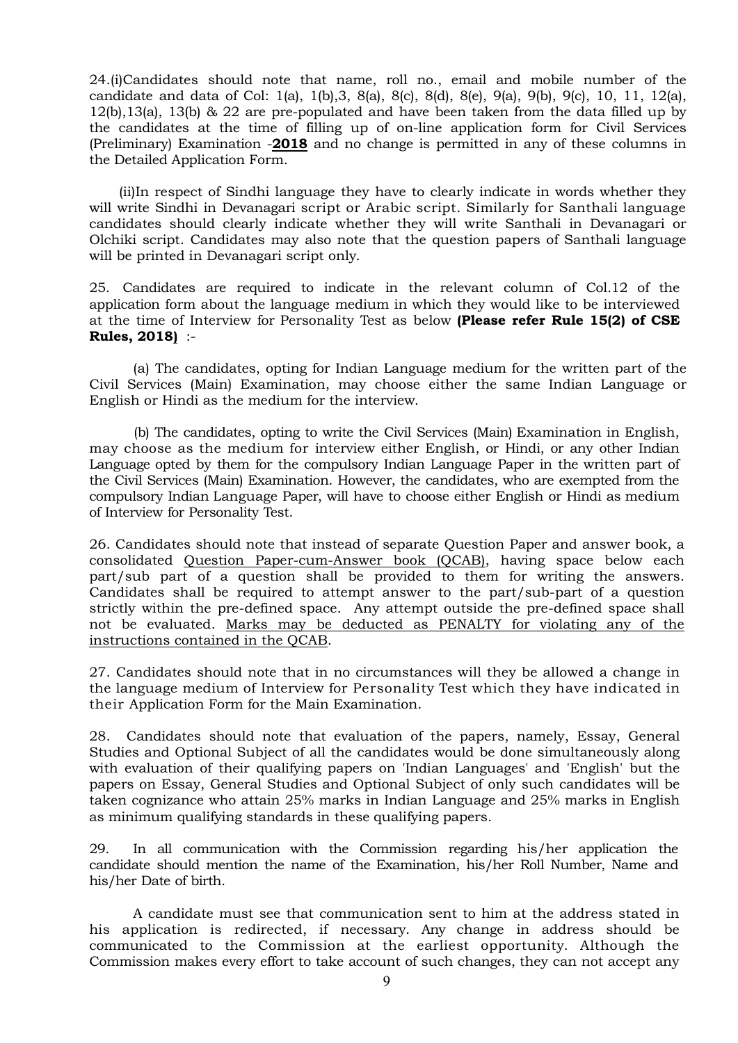24.(i)Candidates should note that name, roll no., email and mobile number of the candidate and data of Col: 1(a), 1(b),3, 8(a), 8(c), 8(d), 8(e), 9(a), 9(b), 9(c), 10, 11, 12(a), 12(b),13(a), 13(b) & 22 are pre-populated and have been taken from the data filled up by the candidates at the time of filling up of on-line application form for Civil Services (Preliminary) Examination -**2018** and no change is permitted in any of these columns in the Detailed Application Form.

(ii)In respect of Sindhi language they have to clearly indicate in words whether they will write Sindhi in Devanagari script or Arabic script. Similarly for Santhali language candidates should clearly indicate whether they will write Santhali in Devanagari or Olchiki script. Candidates may also note that the question papers of Santhali language will be printed in Devanagari script only.

25. Candidates are required to indicate in the relevant column of Col.12 of the application form about the language medium in which they would like to be interviewed at the time of Interview for Personality Test as below **(Please refer Rule 15(2) of CSE Rules, 2018)** :-

(a) The candidates, opting for Indian Language medium for the written part of the Civil Services (Main) Examination, may choose either the same Indian Language or English or Hindi as the medium for the interview.

(b) The candidates, opting to write the Civil Services (Main) Examination in English, may choose as the medium for interview either English, or Hindi, or any other Indian Language opted by them for the compulsory Indian Language Paper in the written part of the Civil Services (Main) Examination. However, the candidates, who are exempted from the compulsory Indian Language Paper, will have to choose either English or Hindi as medium of Interview for Personality Test.

26. Candidates should note that instead of separate Question Paper and answer book, a consolidated Question Paper-cum-Answer book (QCAB), having space below each part/sub part of a question shall be provided to them for writing the answers. Candidates shall be required to attempt answer to the part/sub-part of a question strictly within the pre-defined space. Any attempt outside the pre-defined space shall not be evaluated. Marks may be deducted as PENALTY for violating any of the instructions contained in the QCAB.

27. Candidates should note that in no circumstances will they be allowed a change in the language medium of Interview for Personality Test which they have indicated in their Application Form for the Main Examination.

28. Candidates should note that evaluation of the papers, namely, Essay, General Studies and Optional Subject of all the candidates would be done simultaneously along with evaluation of their qualifying papers on 'Indian Languages' and 'English' but the papers on Essay, General Studies and Optional Subject of only such candidates will be taken cognizance who attain 25% marks in Indian Language and 25% marks in English as minimum qualifying standards in these qualifying papers.

29. In all communication with the Commission regarding his/her application the candidate should mention the name of the Examination, his/her Roll Number, Name and his/her Date of birth.

A candidate must see that communication sent to him at the address stated in his application is redirected, if necessary. Any change in address should be communicated to the Commission at the earliest opportunity. Although the Commission makes every effort to take account of such changes, they can not accept any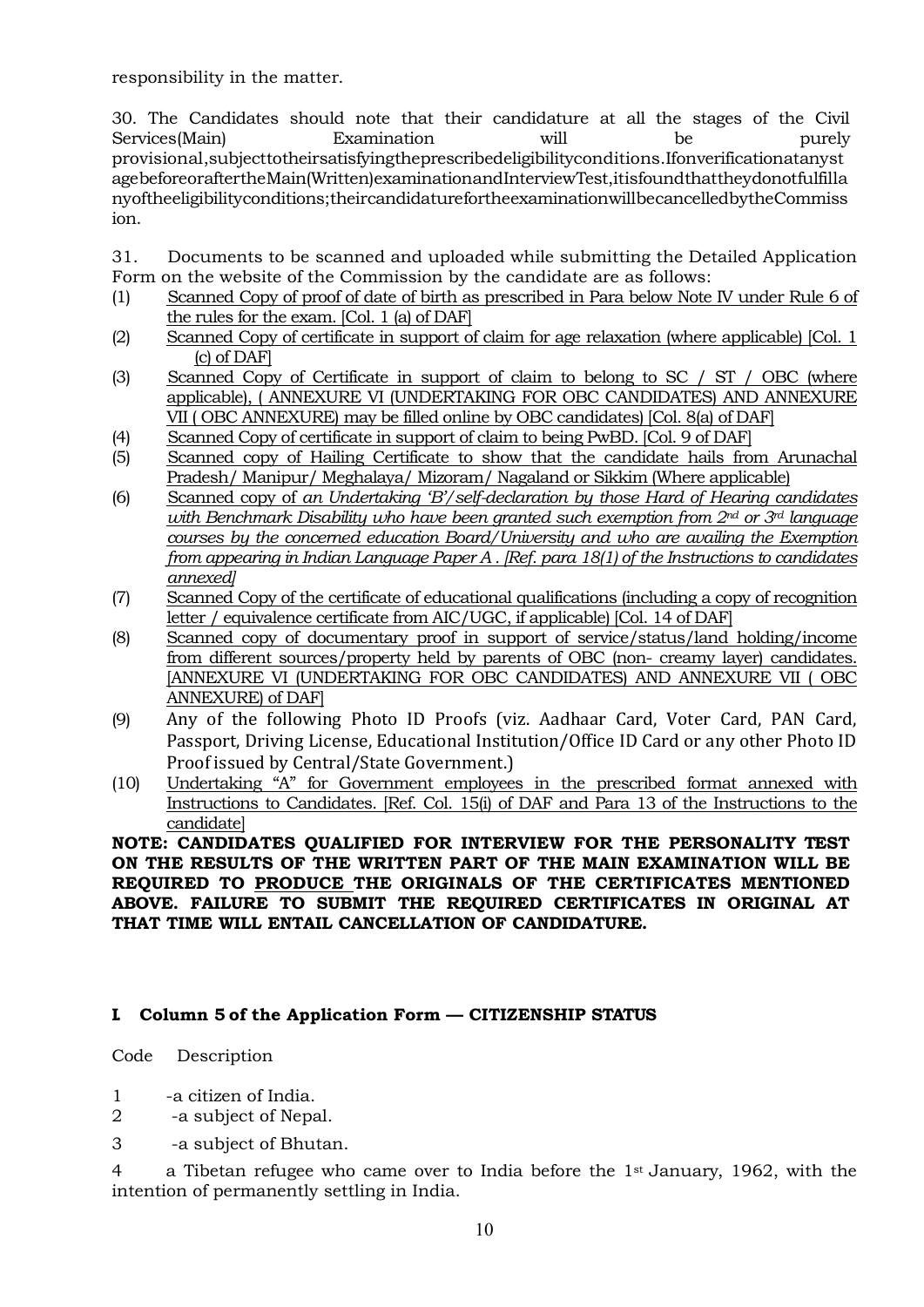responsibility in the matter.

30. The Candidates should note that their candidature at all the stages of the Civil Services(Main) Examination will be purely provisional,subjecttotheirsatisfyingtheprescribedeligibilityconditions.Ifonverificationatanystagebeforeorafterthe Main(Written)examinationandInterviewTest,itisfoundthattheydonotfulfillanyoftheeligibilityconditions;theircandidaturefortheexaminationwillbecancelledbytheCommission.

31. Documents to be scanned and uploaded while submitting the Detailed Application Form on the website of the Commission by the candidate are as follows:

(1) Scanned Copy of proof of date of birth as prescribed in Para below Note IV under Rule 6 of the rules for the exam. [Col. 1 (a) of DAF]

(2) Scanned Copy of certificate in support of claim for age relaxation (where applicable) [Col. 1 (c) of DAF]

(3) Scanned Copy of Certificate in support of claim to belong to SC / ST / OBC (where applicable), ( ANNEXURE VI (UNDERTAKING FOR OBC CANDIDATES) AND ANNEXURE VII ( OBC ANNEXURE) may be filled online by OBC candidates) [Col. 8(a) of DAF]

(4) Scanned Copy of certificate in support of claim to being PwBD. [Col. 9 of DAF]

(5) Scanned copy of Hailing Certificate to show that the candidate hails from Arunachal Pradesh/ Manipur/ Meghalaya/ Mizoram/ Nagaland or Sikkim (Where applicable)

(6) Scanned copy of *an Undertaking 'B'/self-declaration by those Hard of Hearing candidates with Benchmark Disability who have been granted such exemption from 2nd or 3rd language courses by the concerned education Board/University and who are availing the Exemption from appearing in Indian Language Paper A . [Ref. para 18(1) of the Instructions to candidates annexed]*

(7) Scanned Copy of the certificate of educational qualifications (including a copy of recognition letter / equivalence certificate from AIC/UGC, if applicable) [Col. 14 of DAF]

(8) Scanned copy of documentary proof in support of service/status/land holding/income from different sources/property held by parents of OBC (non- creamy layer) candidates. [ANNEXURE VI (UNDERTAKING FOR OBC CANDIDATES) AND ANNEXURE VII ( OBC ANNEXURE) of DAF]

(9) Any of the following Photo ID Proofs (viz. Aadhaar Card, Voter Card, PAN Card, Passport, Driving License, Educational Institution/Office ID Card or any other Photo ID Proof issued by Central/State Government.)

(10) Undertaking "A" for Government employees in the prescribed format annexed with Instructions to Candidates. [Ref. Col. 15(i) of DAF and Para 13 of the Instructions to the candidate]

**NOTE: CANDIDATES QUALIFIED FOR INTERVIEW FOR THE PERSONALITY TEST ON THE RESULTS OF THE WRITTEN PART OF THE MAIN EXAMINATION WILL BE REQUIRED TO PRODUCE THE ORIGINALS OF THE CERTIFICATES MENTIONED ABOVE. FAILURE TO SUBMIT THE REQUIRED CERTIFICATES IN ORIGINAL AT THAT TIME WILL ENTAIL CANCELLATION OF CANDIDATURE.**

## I. Column 5 of the Application Form — CITIZENSHIP STATUS

Code Description

1 -a citizen of India.

2 -a subject of Nepal.

3 -a subject of Bhutan.

4 a Tibetan refugee who came over to India before the 1st January, 1962, with the intention of permanently settling in India.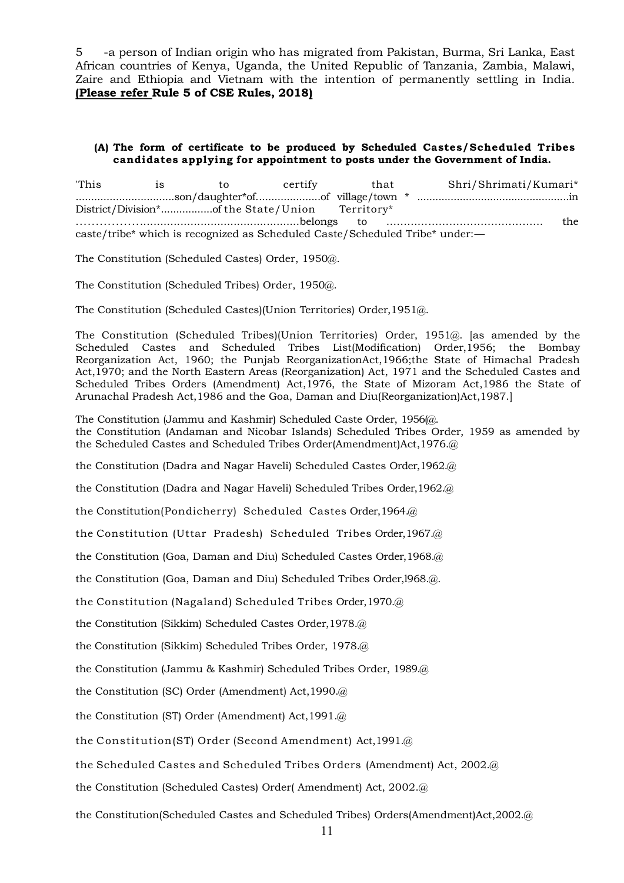5 -a person of Indian origin who has migrated from Pakistan, Burma, Sri Lanka, East African countries of Kenya, Uganda, the United Republic of Tanzania, Zambia, Malawi, Zaire and Ethiopia and Vietnam with the intention of permanently settling in India. **(Please refer Rule 5 of CSE Rules, 2018)**

**(A) The form of certificate to be produced by Scheduled Castes/Scheduled Tribes candidates applying for appointment to posts under the Government of India.**

'This is to certify that Shri/Shrimati/Kumari* ................................son/daughter*of.....................of village/town * .................................................in District/Division*.................of the State/Union Territory* ……………...............................................belongs to ……………………………………… the caste/tribe* which is recognized as Scheduled Caste/Scheduled Tribe* under:—

The Constitution (Scheduled Castes) Order, 1950@.

The Constitution (Scheduled Tribes) Order, 1950@.

The Constitution (Scheduled Castes)(Union Territories) Order,1951@.

The Constitution (Scheduled Tribes)(Union Territories) Order, 1951@. [as amended by the Scheduled Castes and Scheduled Tribes List(Modification) Order,1956; the Bombay Reorganization Act, 1960; the Punjab ReorganizationAct,1966;the State of Himachal Pradesh Act,1970; and the North Eastern Areas (Reorganization) Act, 1971 and the Scheduled Castes and Scheduled Tribes Orders (Amendment) Act,1976, the State of Mizoram Act,1986 the State of Arunachal Pradesh Act,1986 and the Goa, Daman and Diu(Reorganization)Act,1987.]

The Constitution (Jammu and Kashmir) Scheduled Caste Order, 1956@.
the Constitution (Andaman and Nicobar Islands) Scheduled Tribes Order, 1959 as amended by the Scheduled Castes and Scheduled Tribes Order(Amendment)Act,1976.@

the Constitution (Dadra and Nagar Haveli) Scheduled Castes Order,1962.@

the Constitution (Dadra and Nagar Haveli) Scheduled Tribes Order,1962.@

the Constitution(Pondicherry) Scheduled Castes Order,1964.@

the Constitution (Uttar Pradesh) Scheduled Tribes Order,1967.@

the Constitution (Goa, Daman and Diu) Scheduled Castes Order,1968.@

the Constitution (Goa, Daman and Diu) Scheduled Tribes Order,l968.@.

the Constitution (Nagaland) Scheduled Tribes Order,1970.@

the Constitution (Sikkim) Scheduled Castes Order,1978.@

the Constitution (Sikkim) Scheduled Tribes Order, 1978.@

the Constitution (Jammu & Kashmir) Scheduled Tribes Order, 1989.@

the Constitution (SC) Order (Amendment) Act,1990.@

the Constitution (ST) Order (Amendment) Act,1991.@

the Constitution(ST) Order (Second Amendment) Act,1991.@

the Scheduled Castes and Scheduled Tribes Orders (Amendment) Act, 2002.@

the Constitution (Scheduled Castes) Order( Amendment) Act, 2002.@

the Constitution(Scheduled Castes and Scheduled Tribes) Orders(Amendment)Act,2002.@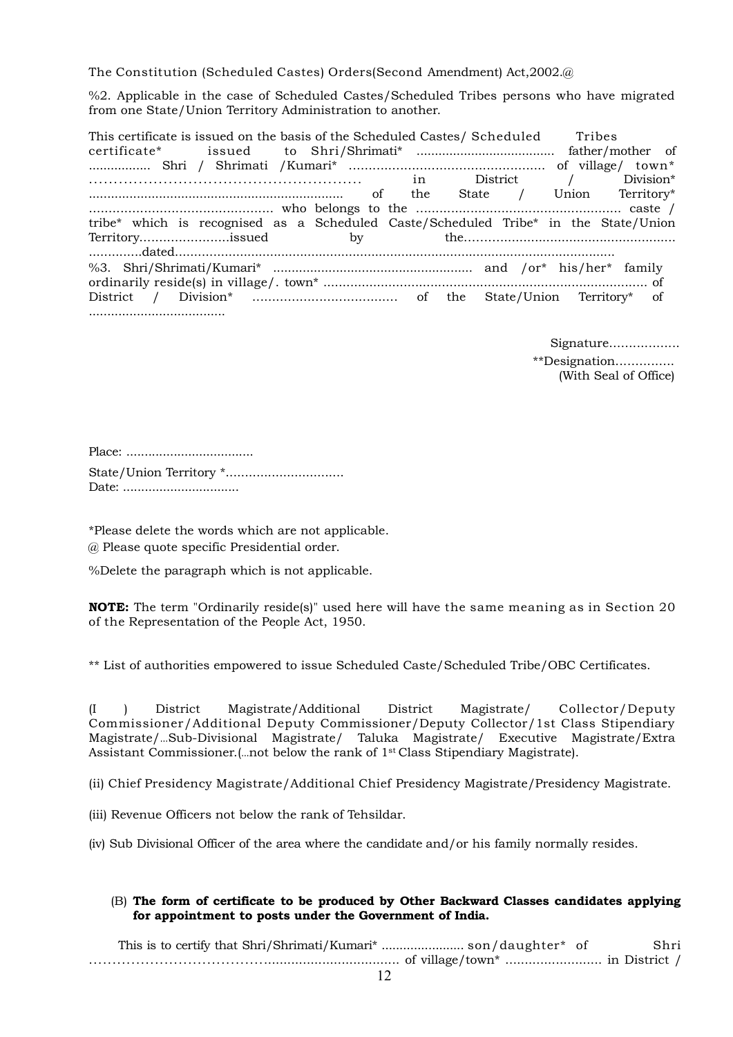The Constitution (Scheduled Castes) Orders(Second Amendment) Act,2002.@

%2. Applicable in the case of Scheduled Castes/Scheduled Tribes persons who have migrated from one State/Union Territory Administration to another.

This certificate is issued on the basis of the Scheduled Castes/ Scheduled Tribes certificate* issued to Shri/Shrimati* ...................................... father/mother of ................. Shri / Shrimati /Kumari* .................................................. of village/ town* ………………………………………………… in District / Division* ..................................................................... of the State / Union Territory* …………………………………………. who belongs to the ...................................................... caste / tribe* which is recognised as a Scheduled Caste/Scheduled Tribe* in the State/Union Territory…………………..issued by the……………………………………………….. …………..dated……………………………………………………………………………………………

%3. Shri/Shrimati/Kumari* ...................................................... and /or* his/her* family ordinarily reside(s) in village/. town* ..................................................................................... of District / Division* ………………………………. of the State/Union Territory* of .....................................

Signature………………

**Designation……………

(With Seal of Office)

Place: ...................................

State/Union Territory *…………………………..

Date: ................................

*Please delete the words which are not applicable.

@ Please quote specific Presidential order.

%Delete the paragraph which is not applicable.

**NOTE:** The term "Ordinarily reside(s)" used here will have the same meaning as in Section 20 of the Representation of the People Act, 1950.

** List of authorities empowered to issue Scheduled Caste/Scheduled Tribe/OBC Certificates.

(I ) District Magistrate/Additional District Magistrate/ Collector/Deputy Commissioner/Additional Deputy Commissioner/Deputy Collector/1st Class Stipendiary Magistrate/…Sub-Divisional Magistrate/ Taluka Magistrate/ Executive Magistrate/Extra Assistant Commissioner.(…not below the rank of 1st Class Stipendiary Magistrate).

(ii) Chief Presidency Magistrate/Additional Chief Presidency Magistrate/Presidency Magistrate.

(iii) Revenue Officers not below the rank of Tehsildar.

(iv) Sub Divisional Officer of the area where the candidate and/or his family normally resides.

(B) **The form of certificate to be produced by Other Backward Classes candidates applying for appointment to posts under the Government of India.**

This is to certify that Shri/Shrimati/Kumari* ....................... son/daughter* of Shri ……………………………………................................ of village/town* ......................... in District /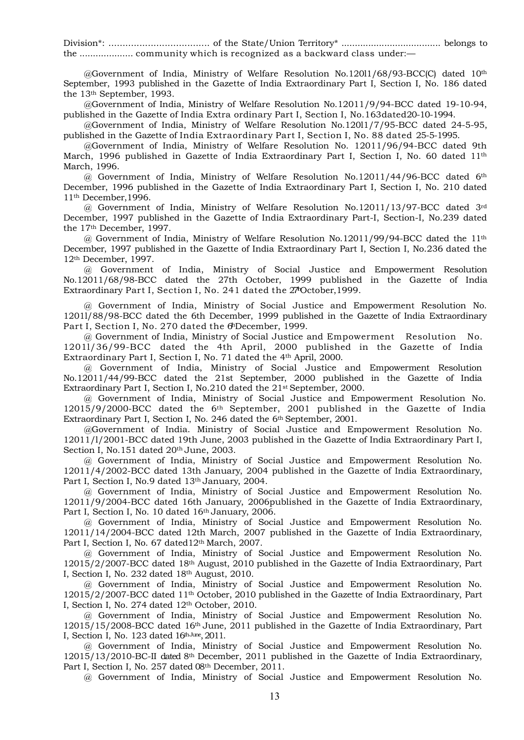Division*: .................................... of the State/Union Territory* .................................... belongs to the .................... community which is recognized as a backward class under:—

@Government of India, Ministry of Welfare Resolution No.120l1/68/93-BCC(C) dated 10th September, 1993 published in the Gazette of India Extraordinary Part I, Section I, No. 186 dated the 13th September, 1993.

@Government of India, Ministry of Welfare Resolution No.12011/9/94-BCC dated 19-10-94, published in the Gazette of India Extra ordinary Part I, Section I, No.163dated20-10-1994.

@Government of India, Ministry of Welfare Resolution No.120l1/7/95-BCC dated 24-5-95, published in the Gazette of India Extraordinary Part I, Section I, No. 88 dated 25-5-1995.

@Government of India, Ministry of Welfare Resolution No. 12011/96/94-BCC dated 9th March, 1996 published in Gazette of India Extraordinary Part I, Section I, No. 60 dated 11th March, 1996.

@ Government of India, Ministry of Welfare Resolution No.12011/44/96-BCC dated 6th December, 1996 published in the Gazette of India Extraordinary Part I, Section I, No. 210 dated 11th December,1996.

@ Government of India, Ministry of Welfare Resolution No.12011/13/97-BCC dated 3rd December, 1997 published in the Gazette of India Extraordinary Part-I, Section-I, No.239 dated the 17th December, 1997.

@ Government of India, Ministry of Welfare Resolution No.12011/99/94-BCC dated the 11th December, 1997 published in the Gazette of India Extraordinary Part I, Section I, No.236 dated the 12th December, 1997.

@ Government of India, Ministry of Social Justice and Empowerment Resolution No.12011/68/98-BCC dated the 27th October, 1999 published in the Gazette of India Extraordinary Part I, Section I, No. 241 dated the 27th October,1999.

@ Government of India, Ministry of Social Justice and Empowerment Resolution No. 1201l/88/98-BCC dated the 6th December, 1999 published in the Gazette of India Extraordinary Part I, Section I, No. 270 dated the 6th December, 1999.

@ Government of India, Ministry of Social Justice and Empowerment Resolution No. 1201l/36/99-BCC dated the 4th April, 2000 published in the Gazette of India Extraordinary Part I, Section I, No. 71 dated the 4th April, 2000.

@ Government of India, Ministry of Social Justice and Empowerment Resolution No.12011/44/99-BCC dated the 21st September, 2000 published in the Gazette of India Extraordinary Part I, Section I, No.210 dated the 21st September, 2000.

@ Government of India, Ministry of Social Justice and Empowerment Resolution No. 12015/9/2000-BCC dated the 6th September, 2001 published in the Gazette of India Extraordinary Part I, Section I, No. 246 dated the 6th September, 2001.

@Government of India. Ministry of Social Justice and Empowerment Resolution No. 12011/l/2001-BCC dated 19th June, 2003 published in the Gazette of India Extraordinary Part I, Section I, No.151 dated 20th June, 2003.

@ Government of India, Ministry of Social Justice and Empowerment Resolution No. 12011/4/2002-BCC dated 13th January, 2004 published in the Gazette of India Extraordinary, Part I, Section I, No.9 dated 13th January, 2004.

@ Government of India, Ministry of Social Justice and Empowerment Resolution No. 12011/9/2004-BCC dated 16th January, 2006published in the Gazette of India Extraordinary, Part I, Section I, No. 10 dated 16th January, 2006.

@ Government of India, Ministry of Social Justice and Empowerment Resolution No. 12011/14/2004-BCC dated 12th March, 2007 published in the Gazette of India Extraordinary, Part I, Section I, No. 67 dated12th March, 2007.

@ Government of India, Ministry of Social Justice and Empowerment Resolution No. 12015/2/2007-BCC dated 18th August, 2010 published in the Gazette of India Extraordinary, Part I, Section I, No. 232 dated 18th August, 2010.

@ Government of India, Ministry of Social Justice and Empowerment Resolution No. 12015/2/2007-BCC dated 11th October, 2010 published in the Gazette of India Extraordinary, Part I, Section I, No. 274 dated 12th October, 2010.

@ Government of India, Ministry of Social Justice and Empowerment Resolution No. 12015/15/2008-BCC dated 16th June, 2011 published in the Gazette of India Extraordinary, Part I, Section I, No. 123 dated 16th June, 2011.

@ Government of India, Ministry of Social Justice and Empowerment Resolution No. 12015/13/2010-BC-II dated 8th December, 2011 published in the Gazette of India Extraordinary, Part I, Section I, No. 257 dated 08th December, 2011.

@ Government of India, Ministry of Social Justice and Empowerment Resolution No.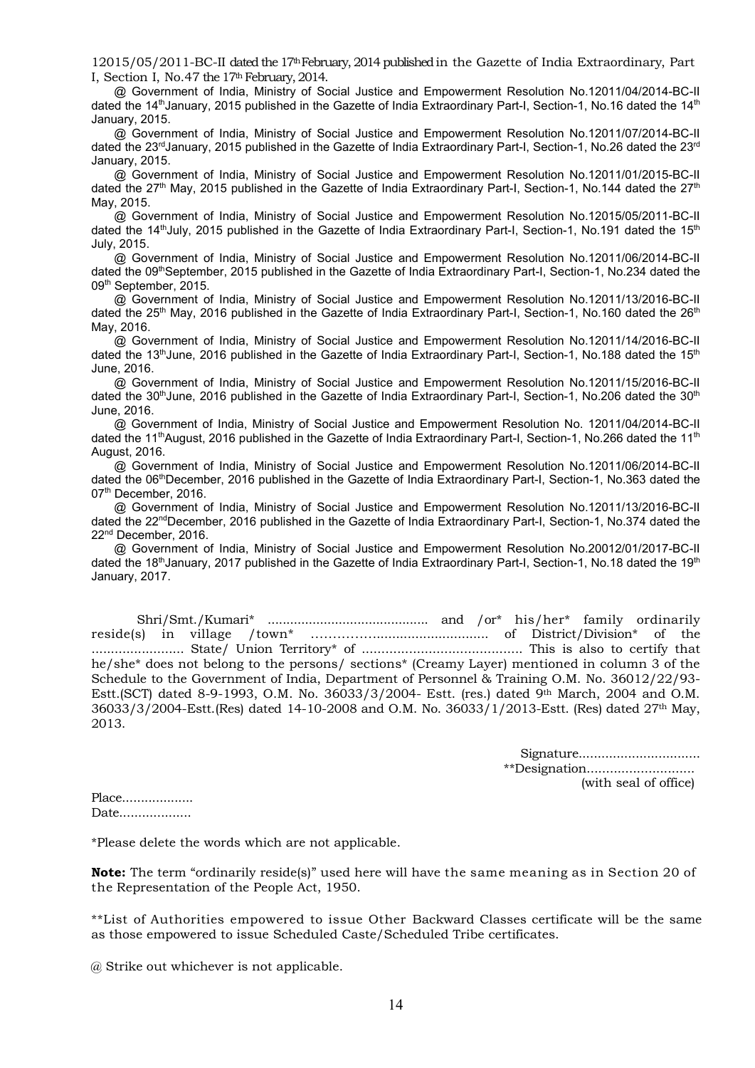12015/05/2011-BC-II dated the 17th February, 2014 published in the Gazette of India Extraordinary, Part I, Section I, No.47 the 17th February, 2014.

@ Government of India, Ministry of Social Justice and Empowerment Resolution No.12011/04/2014-BC-II dated the 14th January, 2015 published in the Gazette of India Extraordinary Part-I, Section-1, No.16 dated the 14th January, 2015.

@ Government of India, Ministry of Social Justice and Empowerment Resolution No.12011/07/2014-BC-II dated the 23rd January, 2015 published in the Gazette of India Extraordinary Part-I, Section-1, No.26 dated the 23rd January, 2015.

@ Government of India, Ministry of Social Justice and Empowerment Resolution No.12011/01/2015-BC-II dated the 27th May, 2015 published in the Gazette of India Extraordinary Part-I, Section-1, No.144 dated the 27th May, 2015.

@ Government of India, Ministry of Social Justice and Empowerment Resolution No.12015/05/2011-BC-II dated the 14th July, 2015 published in the Gazette of India Extraordinary Part-I, Section-1, No.191 dated the 15th July, 2015.

@ Government of India, Ministry of Social Justice and Empowerment Resolution No.12011/06/2014-BC-II dated the 09th September, 2015 published in the Gazette of India Extraordinary Part-I, Section-1, No.234 dated the 09th September, 2015.

@ Government of India, Ministry of Social Justice and Empowerment Resolution No.12011/13/2016-BC-II dated the 25th May, 2016 published in the Gazette of India Extraordinary Part-I, Section-1, No.160 dated the 26th May, 2016.

@ Government of India, Ministry of Social Justice and Empowerment Resolution No.12011/14/2016-BC-II dated the 13th June, 2016 published in the Gazette of India Extraordinary Part-I, Section-1, No.188 dated the 15th June, 2016.

@ Government of India, Ministry of Social Justice and Empowerment Resolution No.12011/15/2016-BC-II dated the 30th June, 2016 published in the Gazette of India Extraordinary Part-I, Section-1, No.206 dated the 30th June, 2016.

@ Government of India, Ministry of Social Justice and Empowerment Resolution No. 12011/04/2014-BC-II dated the 11th August, 2016 published in the Gazette of India Extraordinary Part-I, Section-1, No.266 dated the 11th August, 2016.

@ Government of India, Ministry of Social Justice and Empowerment Resolution No.12011/06/2014-BC-II dated the 06th December, 2016 published in the Gazette of India Extraordinary Part-I, Section-1, No.363 dated the 07th December, 2016.

@ Government of India, Ministry of Social Justice and Empowerment Resolution No.12011/13/2016-BC-II dated the 22nd December, 2016 published in the Gazette of India Extraordinary Part-I, Section-1, No.374 dated the 22nd December, 2016.

@ Government of India, Ministry of Social Justice and Empowerment Resolution No.20012/01/2017-BC-II dated the 18th January, 2017 published in the Gazette of India Extraordinary Part-I, Section-1, No.18 dated the 19th January, 2017.

Shri/Smt./Kumari* .......................................... and /or* his/her* family ordinarily reside(s) in village /town* ……………........................... of District/Division* of the ....................... State/ Union Territory* of ........................................ This is also to certify that he/she* does not belong to the persons/ sections* (Creamy Layer) mentioned in column 3 of the Schedule to the Government of India, Department of Personnel & Training O.M. No. 36012/22/93-Estt.(SCT) dated 8-9-1993, O.M. No. 36033/3/2004- Estt. (res.) dated 9th March, 2004 and O.M. 36033/3/2004-Estt.(Res) dated 14-10-2008 and O.M. No. 36033/1/2013-Estt. (Res) dated 27th May, 2013.

Signature...............................
**Designation...........................
(with seal of office)

Place..................
Date..................

*Please delete the words which are not applicable.

**Note:** The term "ordinarily reside(s)" used here will have the same meaning as in Section 20 of the Representation of the People Act, 1950.

**List of Authorities empowered to issue Other Backward Classes certificate will be the same as those empowered to issue Scheduled Caste/Scheduled Tribe certificates.

@ Strike out whichever is not applicable.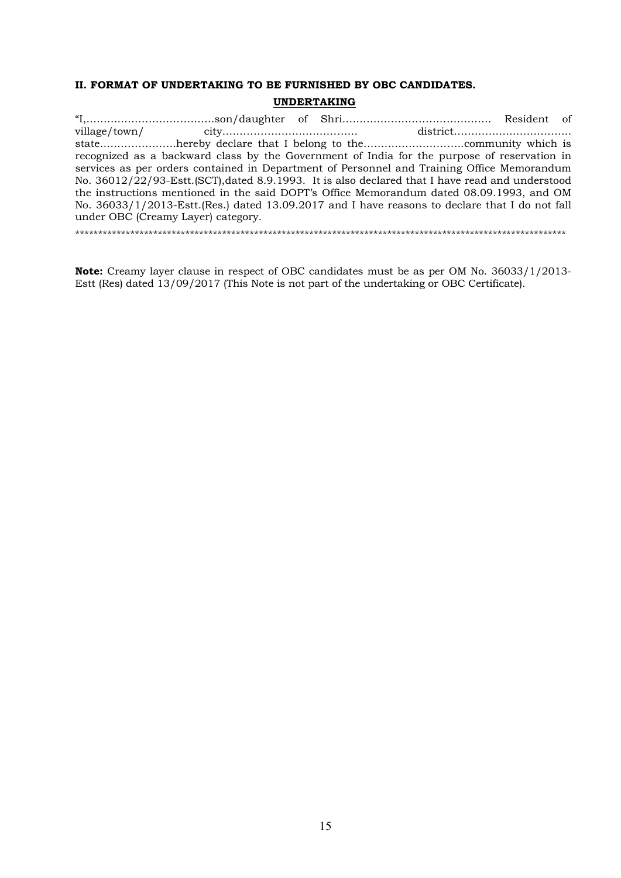**II. FORMAT OF UNDERTAKING TO BE FURNISHED BY OBC CANDIDATES.**

**UNDERTAKING**

"I,……………………………….son/daughter of Shri……………………………………. Resident of village/town/ city………………………………… district…………………………… state………………….hereby declare that I belong to the……………………….community which is recognized as a backward class by the Government of India for the purpose of reservation in services as per orders contained in Department of Personnel and Training Office Memorandum No. 36012/22/93-Estt.(SCT),dated 8.9.1993. It is also declared that I have read and understood the instructions mentioned in the said DOPT's Office Memorandum dated 08.09.1993, and OM No. 36033/1/2013-Estt.(Res.) dated 13.09.2017 and I have reasons to declare that I do not fall under OBC (Creamy Layer) category.

*************************************************************************************************************

**Note:** Creamy layer clause in respect of OBC candidates must be as per OM No. 36033/1/2013-Estt (Res) dated 13/09/2017 (This Note is not part of the undertaking or OBC Certificate).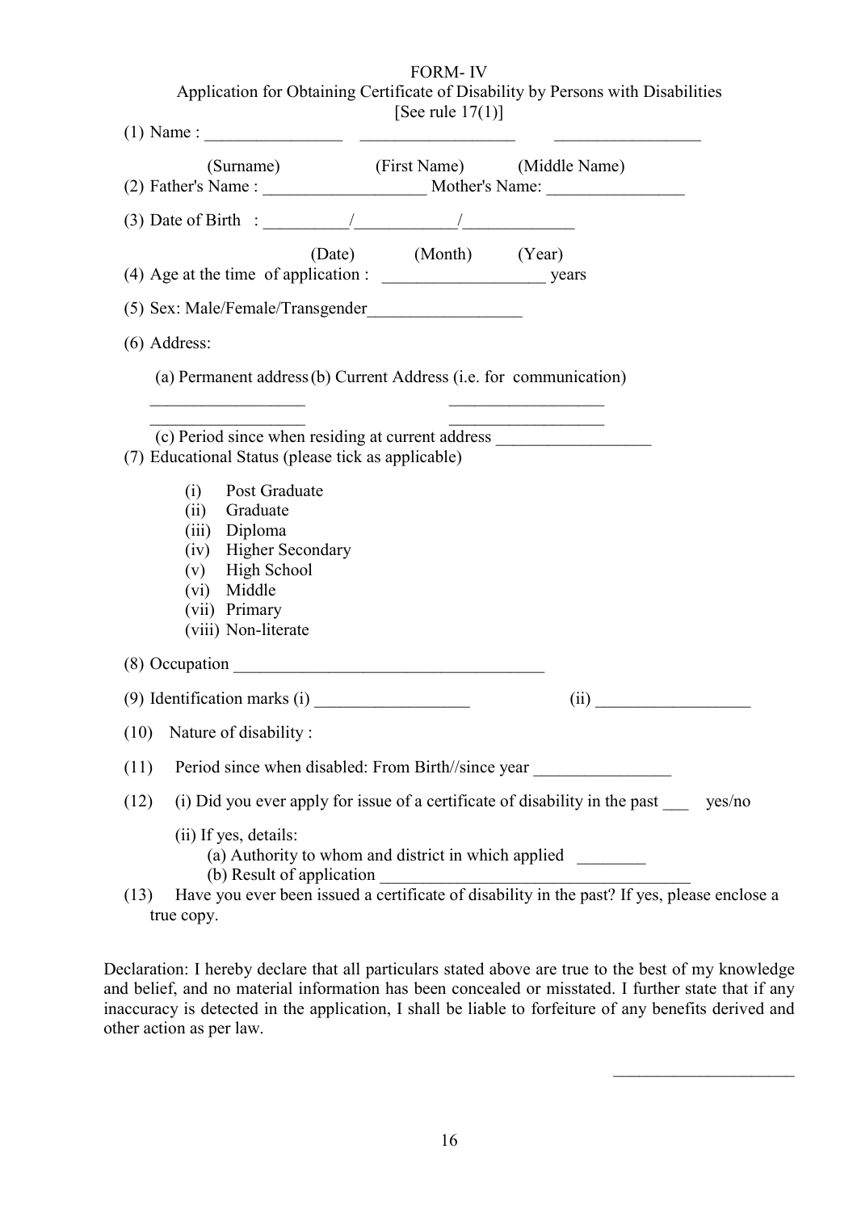# FORM- IV

## Application for Obtaining Certificate of Disability by Persons with Disabilities

[See rule 17(1)]

(1) Name : ________________ __________________ _________________

(Surname) (First Name) (Middle Name)

(2) Father's Name : ___________________ Mother's Name: ________________

(3) Date of Birth : __________/____________/_____________

(Date) (Month) (Year)

(4) Age at the time of application : ___________________ years

(5) Sex: Male/Female/Transgender__________________

(6) Address:

(a) Permanent address (b) Current Address (i.e. for communication)

__________________ __________________

__________________ __________________

(c) Period since when residing at current address __________________

(7) Educational Status (please tick as applicable)

- (i) Post Graduate
- (ii) Graduate
- (iii) Diploma
- (iv) Higher Secondary
- (v) High School
- (vi) Middle
- (vii) Primary
- (viii) Non-literate

(8) Occupation _____________________________________

(9) Identification marks (i) __________________ (ii) __________________

(10) Nature of disability :

(11) Period since when disabled: From Birth//since year ________________

(12) (i) Did you ever apply for issue of a certificate of disability in the past ___ yes/no

(ii) If yes, details:

(a) Authority to whom and district in which applied ________

(b) Result of application ____________________________________

(13) Have you ever been issued a certificate of disability in the past? If yes, please enclose a true copy.

Declaration: I hereby declare that all particulars stated above are true to the best of my knowledge and belief, and no material information has been concealed or misstated. I further state that if any inaccuracy is detected in the application, I shall be liable to forfeiture of any benefits derived and other action as per law.

_____________________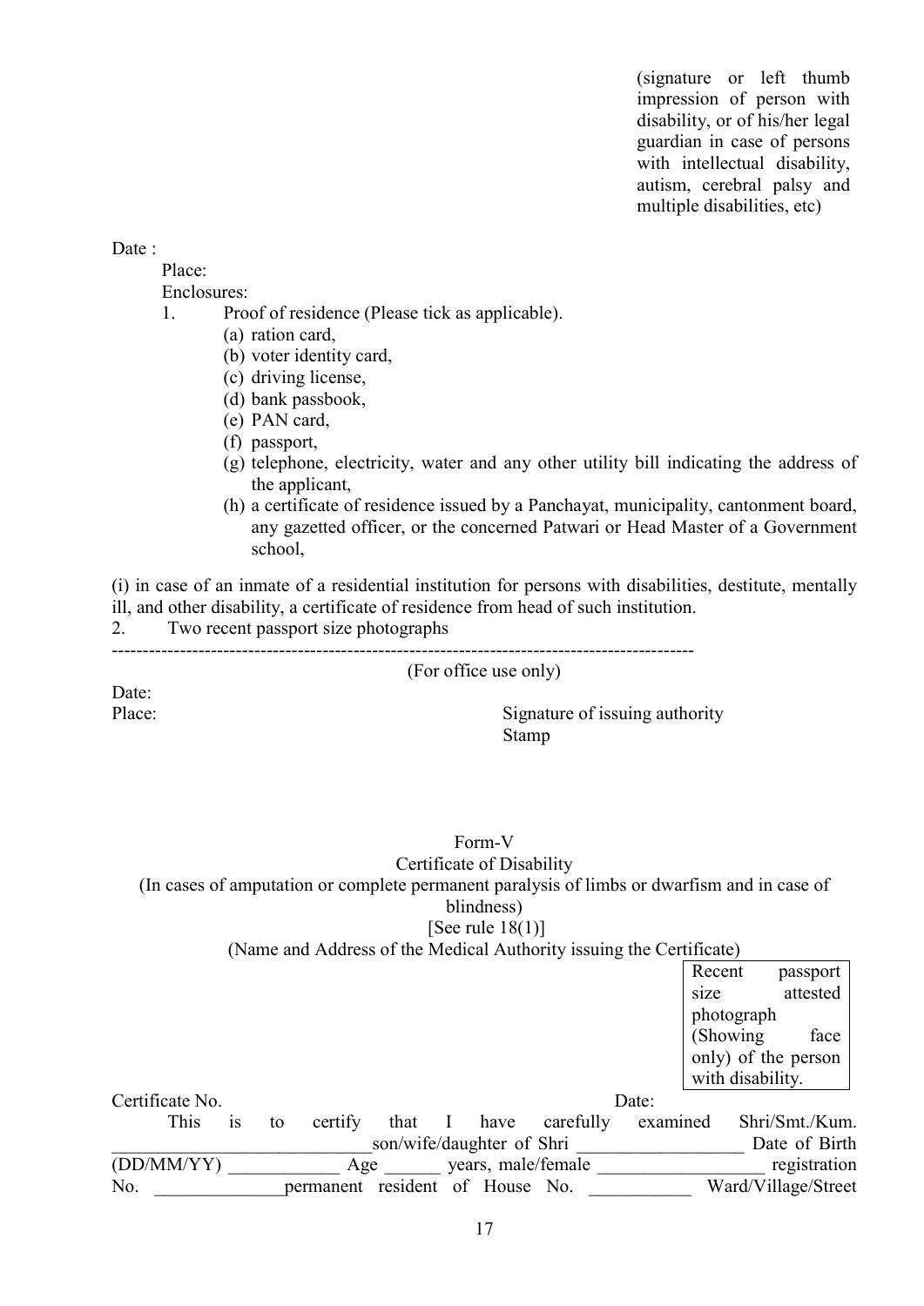(signature or left thumb impression of person with disability, or of his/her legal guardian in case of persons with intellectual disability, autism, cerebral palsy and multiple disabilities, etc)

Date :

Place:

Enclosures:

1. Proof of residence (Please tick as applicable).
   - (a) ration card,
   - (b) voter identity card,
   - (c) driving license,
   - (d) bank passbook,
   - (e) PAN card,
   - (f) passport,
   - (g) telephone, electricity, water and any other utility bill indicating the address of the applicant,
   - (h) a certificate of residence issued by a Panchayat, municipality, cantonment board, any gazetted officer, or the concerned Patwari or Head Master of a Government school,

(i) in case of an inmate of a residential institution for persons with disabilities, destitute, mentally ill, and other disability, a certificate of residence from head of such institution.

2. Two recent passport size photographs

---

(For office use only)

Date:

Place: Signature of issuing authority

Stamp

Form-V

Certificate of Disability

(In cases of amputation or complete permanent paralysis of limbs or dwarfism and in case of blindness)

[See rule 18(1)]

(Name and Address of the Medical Authority issuing the Certificate)

| Recent passport size attested photograph (Showing face only) of the person with disability. |
|---|

Certificate No. Date:

This is to certify that I have carefully examined Shri/Smt./Kum. ____________________________son/wife/daughter of Shri __________________ Date of Birth (DD/MM/YY) ____________ Age ______ years, male/female __________________ registration No. ______________permanent resident of House No. ___________ Ward/Village/Street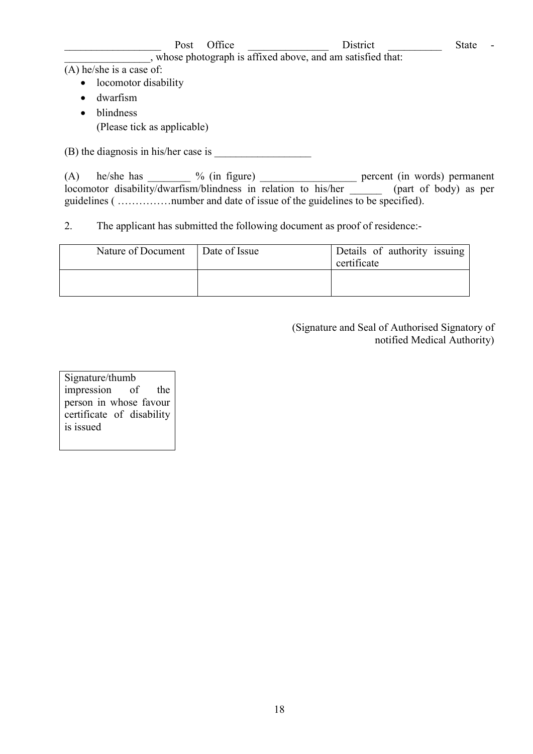\_\_\_\_\_\_\_\_\_\_\_\_\_\_\_\_\_\_ Post Office \_\_\_\_\_\_\_\_\_\_\_\_\_\_\_ District \_\_\_\_\_\_\_\_\_\_ State - \_\_\_\_\_\_\_\_\_\_\_\_\_\_\_\_, whose photograph is affixed above, and am satisfied that:

(A) he/she is a case of:

- locomotor disability
- dwarfism
- blindness

  (Please tick as applicable)

(B) the diagnosis in his/her case is \_\_\_\_\_\_\_\_\_\_\_\_\_\_\_\_\_\_

(A) he/she has \_\_\_\_\_\_\_\_ % (in figure) \_\_\_\_\_\_\_\_\_\_\_\_\_\_\_\_\_\_ percent (in words) permanent locomotor disability/dwarfism/blindness in relation to his/her \_\_\_\_\_\_ (part of body) as per guidelines ( ……………number and date of issue of the guidelines to be specified).

2. The applicant has submitted the following document as proof of residence:-

| Nature of Document | Date of Issue | Details of authority issuing certificate |
|---|---|---|
| | | |

(Signature and Seal of Authorised Signatory of notified Medical Authority)

| Signature/thumb impression of the person in whose favour certificate of disability is issued |
|---|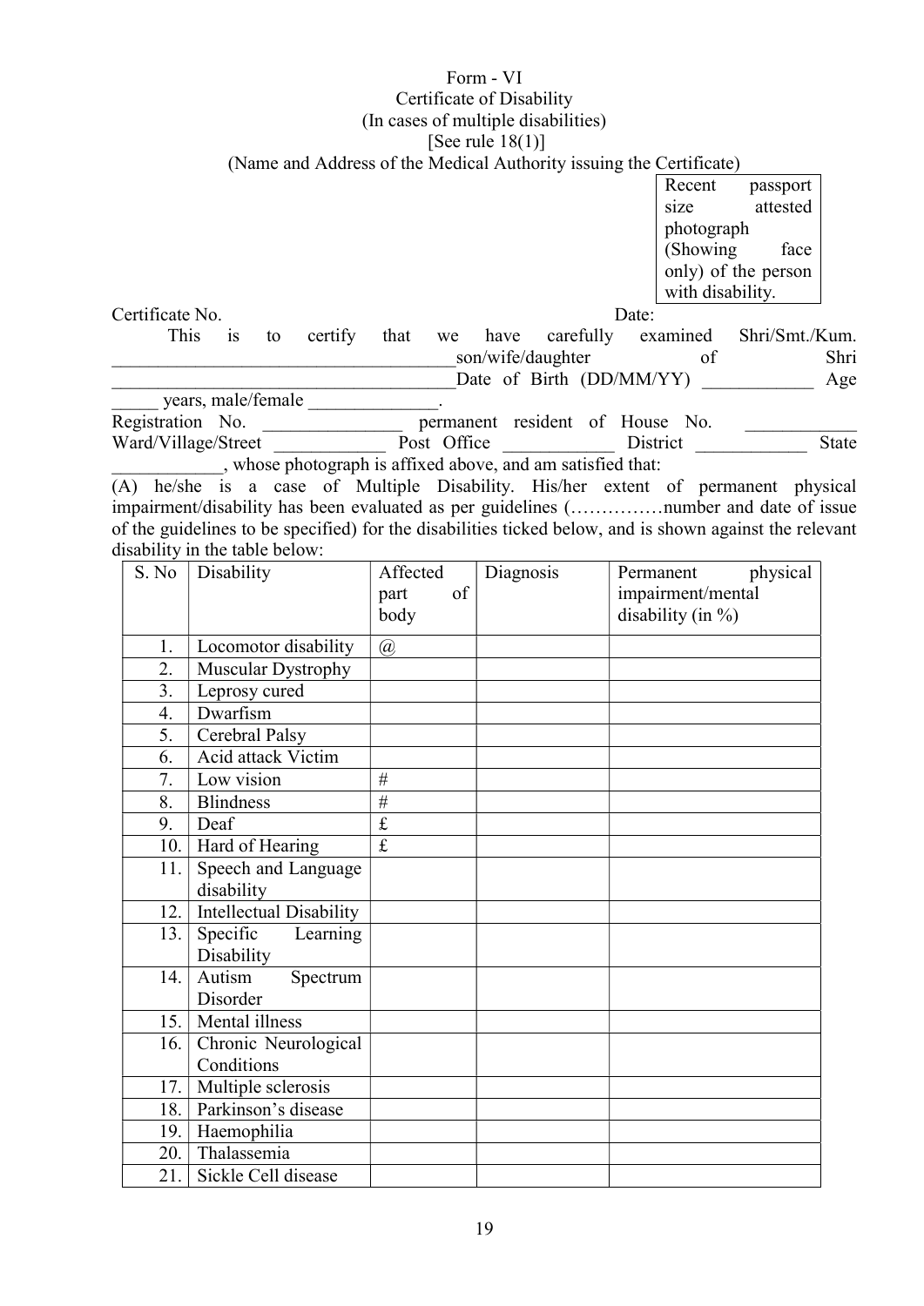Form - VI

Certificate of Disability

(In cases of multiple disabilities)

[See rule 18(1)]

(Name and Address of the Medical Authority issuing the Certificate)

| Recent passport size attested photograph (Showing face only) of the person with disability. |
|---|

Certificate No. Date:

This is to certify that we have carefully examined Shri/Smt./Kum. ______________________________________ son/wife/daughter of Shri ______________________________________ Date of Birth (DD/MM/YY) ____________ Age _____ years, male/female ______________.

Registration No. _______________ permanent resident of House No. ____________ Ward/Village/Street ____________ Post Office ____________ District ____________ State ____________, whose photograph is affixed above, and am satisfied that:

(A) he/she is a case of Multiple Disability. His/her extent of permanent physical impairment/disability has been evaluated as per guidelines (……………number and date of issue of the guidelines to be specified) for the disabilities ticked below, and is shown against the relevant disability in the table below:

| S. No | Disability | Affected part of body | Diagnosis | Permanent physical impairment/mental disability (in %) |
|---|---|---|---|---|
| 1. | Locomotor disability | @ | | |
| 2. | Muscular Dystrophy | | | |
| 3. | Leprosy cured | | | |
| 4. | Dwarfism | | | |
| 5. | Cerebral Palsy | | | |
| 6. | Acid attack Victim | | | |
| 7. | Low vision | # | | |
| 8. | Blindness | # | | |
| 9. | Deaf | £ | | |
| 10. | Hard of Hearing | £ | | |
| 11. | Speech and Language disability | | | |
| 12. | Intellectual Disability | | | |
| 13. | Specific Learning Disability | | | |
| 14. | Autism Spectrum Disorder | | | |
| 15. | Mental illness | | | |
| 16. | Chronic Neurological Conditions | | | |
| 17. | Multiple sclerosis | | | |
| 18. | Parkinson's disease | | | |
| 19. | Haemophilia | | | |
| 20. | Thalassemia | | | |
| 21. | Sickle Cell disease | | | |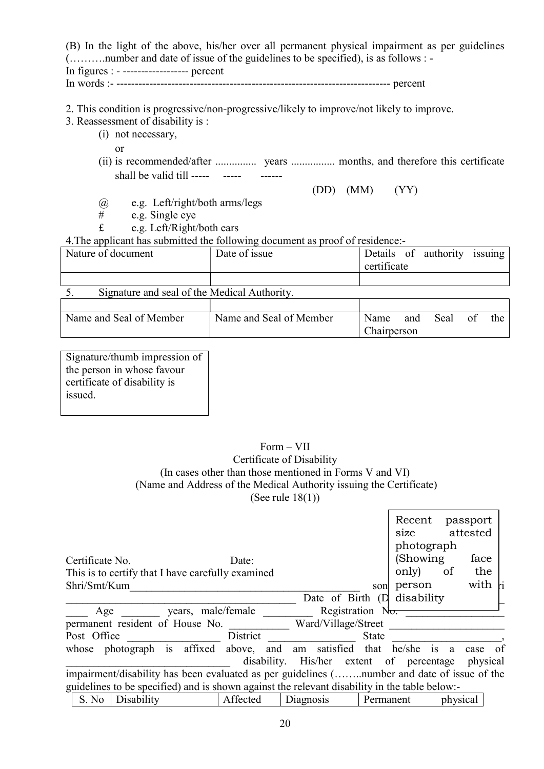(B) In the light of the above, his/her over all permanent physical impairment as per guidelines (……….number and date of issue of the guidelines to be specified), is as follows : -

In figures : - ------------------ percent

In words :- --------------------------------------------------------------------------- percent

2. This condition is progressive/non-progressive/likely to improve/not likely to improve.
3. Reassessment of disability is :
   (i) not necessary,
   
   or
   
   (ii) is recommended/after ............... years ................ months, and therefore this certificate shall be valid till ----- ----- ------
   
   (DD) (MM) (YY)

@ e.g. Left/right/both arms/legs

\# e.g. Single eye

£ e.g. Left/Right/both ears

4.The applicant has submitted the following document as proof of residence:-

| Nature of document | Date of issue | Details of authority issuing certificate |
|---|---|---|
| | | |

5. Signature and seal of the Medical Authority.

| | | |
|---|---|---|
| Name and Seal of Member | Name and Seal of Member | Name and Seal of the Chairperson |

| Signature/thumb impression of the person in whose favour certificate of disability is issued. |
|---|

## Form – VII

### Certificate of Disability

(In cases other than those mentioned in Forms V and VI)

(Name and Address of the Medical Authority issuing the Certificate)

(See rule 18(1))

| Recent passport size attested photograph (Showing face only) of the person with disability |
|---|

Certificate No. Date:

This is to certify that I have carefully examined Shri/Smt/Kum____________________________________________ son/daughter of Shri ________________________________________ Date of Birth (DD/MM/YY) ____ ____ Age _______ years, male/female _________ Registration No. _________________ permanent resident of House No. ___________ Ward/Village/Street _____________________ Post Office _________________ District ________________ State ____________________, whose photograph is affixed above, and am satisfied that he/she is a case of ______________________________ disability. His/her extent of percentage physical impairment/disability has been evaluated as per guidelines (……..number and date of issue of the guidelines to be specified) and is shown against the relevant disability in the table below:-

| S. No | Disability | Affected | Diagnosis | Permanent physical |
|---|---|---|---|---|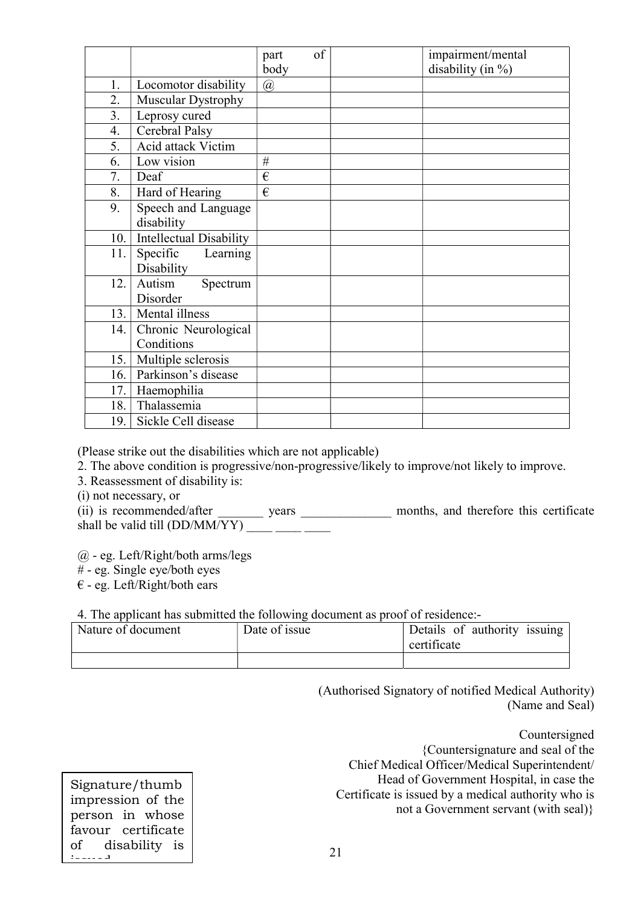| | | part of body | | impairment/mental disability (in %) |
|---|---|---|---|---|
| 1. | Locomotor disability | @ | | |
| 2. | Muscular Dystrophy | | | |
| 3. | Leprosy cured | | | |
| 4. | Cerebral Palsy | | | |
| 5. | Acid attack Victim | | | |
| 6. | Low vision | # | | |
| 7. | Deaf | € | | |
| 8. | Hard of Hearing | € | | |
| 9. | Speech and Language disability | | | |
| 10. | Intellectual Disability | | | |
| 11. | Specific Learning Disability | | | |
| 12. | Autism Spectrum Disorder | | | |
| 13. | Mental illness | | | |
| 14. | Chronic Neurological Conditions | | | |
| 15. | Multiple sclerosis | | | |
| 16. | Parkinson's disease | | | |
| 17. | Haemophilia | | | |
| 18. | Thalassemia | | | |
| 19. | Sickle Cell disease | | | |

(Please strike out the disabilities which are not applicable)

2. The above condition is progressive/non-progressive/likely to improve/not likely to improve.

3. Reassessment of disability is:

(i) not necessary, or

(ii) is recommended/after _______ years ______________ months, and therefore this certificate shall be valid till (DD/MM/YY) ____ ____ ____

@ - eg. Left/Right/both arms/legs

# - eg. Single eye/both eyes

€ - eg. Left/Right/both ears

4. The applicant has submitted the following document as proof of residence:-

| Nature of document | Date of issue | Details of authority issuing certificate |
|---|---|---|
| | | |

(Authorised Signatory of notified Medical Authority)
(Name and Seal)

Countersigned
{Countersignature and seal of the Chief Medical Officer/Medical Superintendent/ Head of Government Hospital, in case the Certificate is issued by a medical authority who is not a Government servant (with seal)}

Signature/thumb impression of the person in whose favour certificate of disability is issued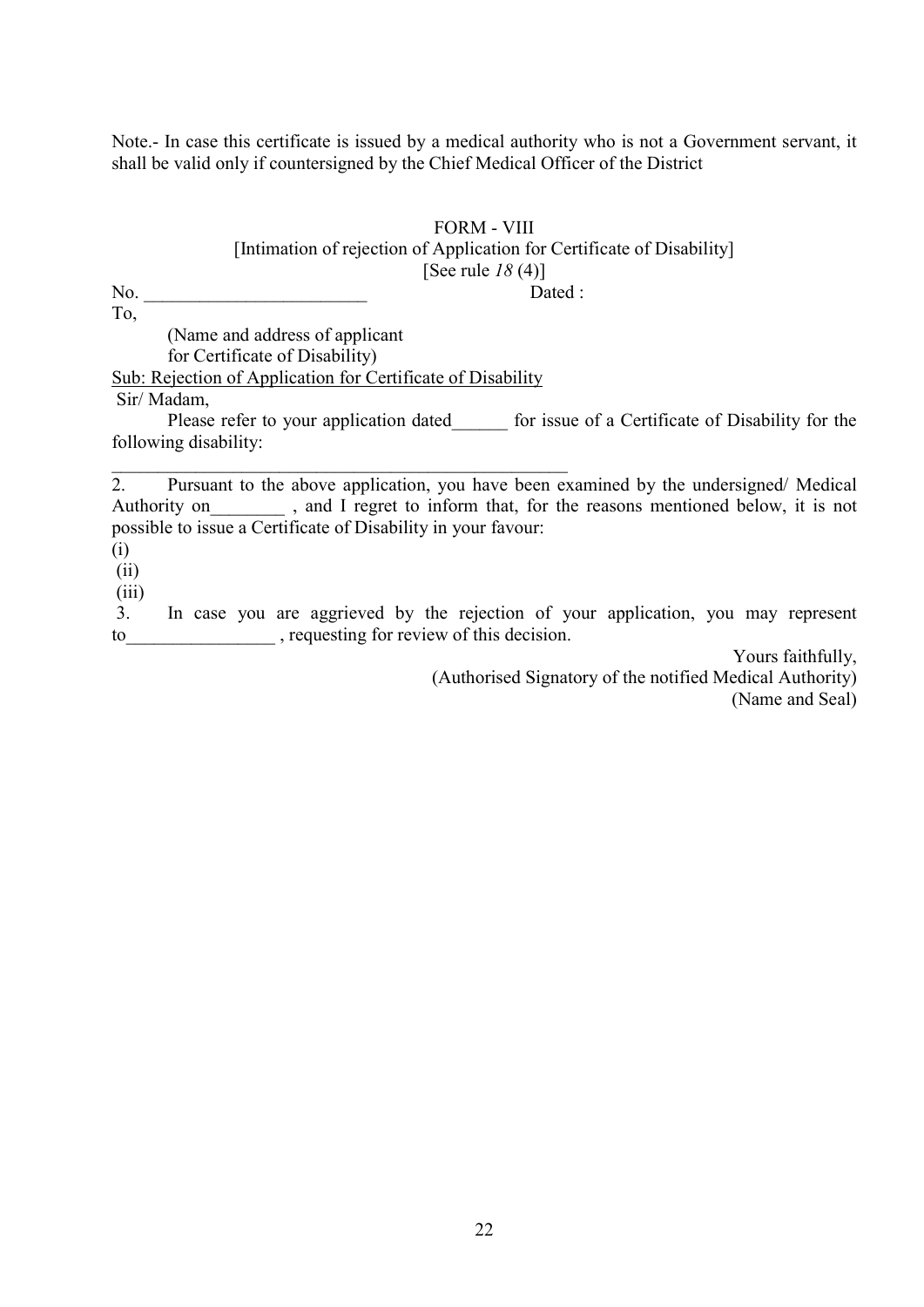Note.- In case this certificate is issued by a medical authority who is not a Government servant, it shall be valid only if countersigned by the Chief Medical Officer of the District

## FORM - VIII

[Intimation of rejection of Application for Certificate of Disability]

[See rule *18* (4)]

No. ________________________ Dated :

To,

(Name and address of applicant
for Certificate of Disability)

Sub: Rejection of Application for Certificate of Disability

Sir/ Madam,

Please refer to your application dated______ for issue of a Certificate of Disability for the following disability:

___________________________________________________

2. Pursuant to the above application, you have been examined by the undersigned/ Medical Authority on________ , and I regret to inform that, for the reasons mentioned below, it is not possible to issue a Certificate of Disability in your favour:

(i)

(ii)

(iii)

3. In case you are aggrieved by the rejection of your application, you may represent to________________ , requesting for review of this decision.

Yours faithfully,

(Authorised Signatory of the notified Medical Authority)

(Name and Seal)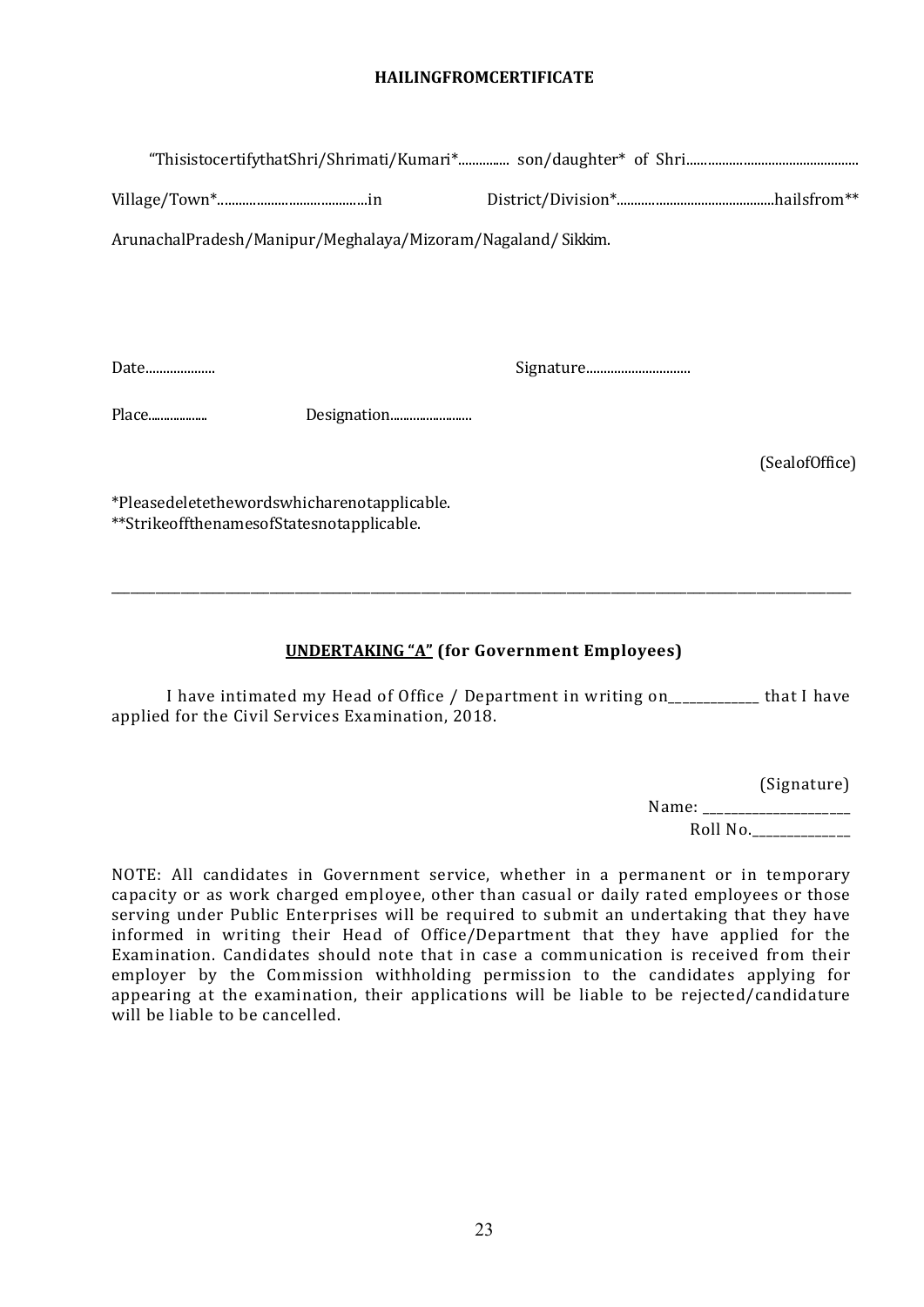**HAILINGFROMCERTIFICATE**

"ThisistocertifythatShri/Shrimati/Kumari*............... son/daughter* of Shri.................................................

Village/Town*...........................................in District/Division*.............................................hailsfrom**

ArunachalPradesh/Manipur/Meghalaya/Mizoram/Nagaland/ Sikkim.

Date.................... Signature..............................

Place.................. Designation.........................

(SealofOffice)

*Pleasedeletethewordswhicharenotapplicable.
**StrikeoffthenamesofStatesnotapplicable.

---

**<u>UNDERTAKING "A"</u> (for Government Employees)**

I have intimated my Head of Office / Department in writing on______________ that I have applied for the Civil Services Examination, 2018.

(Signature)
Name: ______________________
Roll No.______________

NOTE: All candidates in Government service, whether in a permanent or in temporary capacity or as work charged employee, other than casual or daily rated employees or those serving under Public Enterprises will be required to submit an undertaking that they have informed in writing their Head of Office/Department that they have applied for the Examination. Candidates should note that in case a communication is received from their employer by the Commission withholding permission to the candidates applying for appearing at the examination, their applications will be liable to be rejected/candidature will be liable to be cancelled.